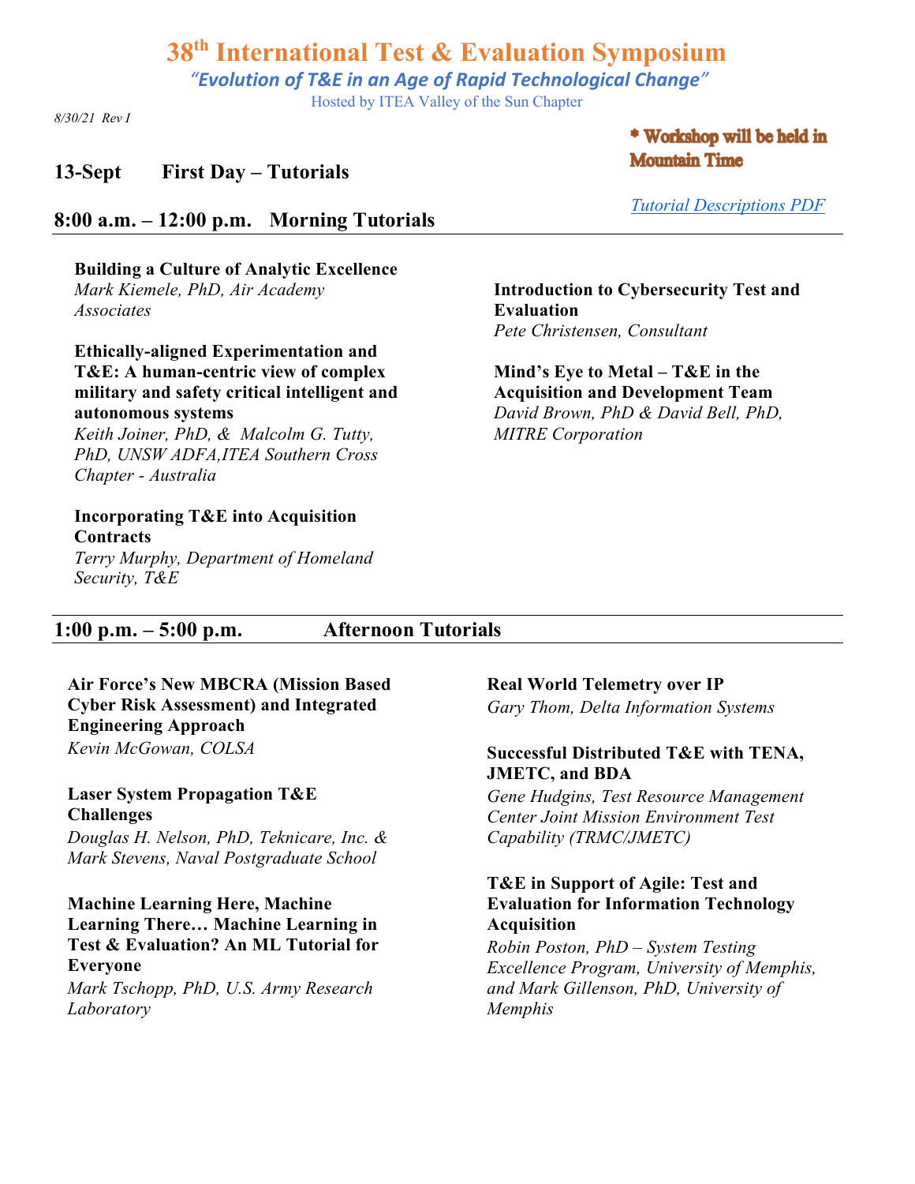# 38th International Test & Evaluation Symposium

*"Evolution of T&E in an Age of Rapid Technological Change"*

Hosted by ITEA Valley of the Sun Chapter

*8/30/21 Rev I*

**\* Workshop will be held in Mountain Time**

*Tutorial Descriptions PDF*

## 13-Sept First Day – Tutorials

### 8:00 a.m. – 12:00 p.m. Morning Tutorials

**Building a Culture of Analytic Excellence**
*Mark Kiemele, PhD, Air Academy Associates*

**Ethically-aligned Experimentation and T&E: A human-centric view of complex military and safety critical intelligent and autonomous systems**
*Keith Joiner, PhD, & Malcolm G. Tutty, PhD, UNSW ADFA,ITEA Southern Cross Chapter - Australia*

**Incorporating T&E into Acquisition Contracts**
*Terry Murphy, Department of Homeland Security, T&E*

**Introduction to Cybersecurity Test and Evaluation**
*Pete Christensen, Consultant*

**Mind's Eye to Metal – T&E in the Acquisition and Development Team**
*David Brown, PhD & David Bell, PhD, MITRE Corporation*

### 1:00 p.m. – 5:00 p.m. Afternoon Tutorials

**Air Force's New MBCRA (Mission Based Cyber Risk Assessment) and Integrated Engineering Approach**
*Kevin McGowan, COLSA*

**Laser System Propagation T&E Challenges**
*Douglas H. Nelson, PhD, Teknicare, Inc. & Mark Stevens, Naval Postgraduate School*

**Machine Learning Here, Machine Learning There… Machine Learning in Test & Evaluation? An ML Tutorial for Everyone**
*Mark Tschopp, PhD, U.S. Army Research Laboratory*

**Real World Telemetry over IP**
*Gary Thom, Delta Information Systems*

**Successful Distributed T&E with TENA, JMETC, and BDA**
*Gene Hudgins, Test Resource Management Center Joint Mission Environment Test Capability (TRMC/JMETC)*

**T&E in Support of Agile: Test and Evaluation for Information Technology Acquisition**
*Robin Poston, PhD – System Testing Excellence Program, University of Memphis, and Mark Gillenson, PhD, University of Memphis*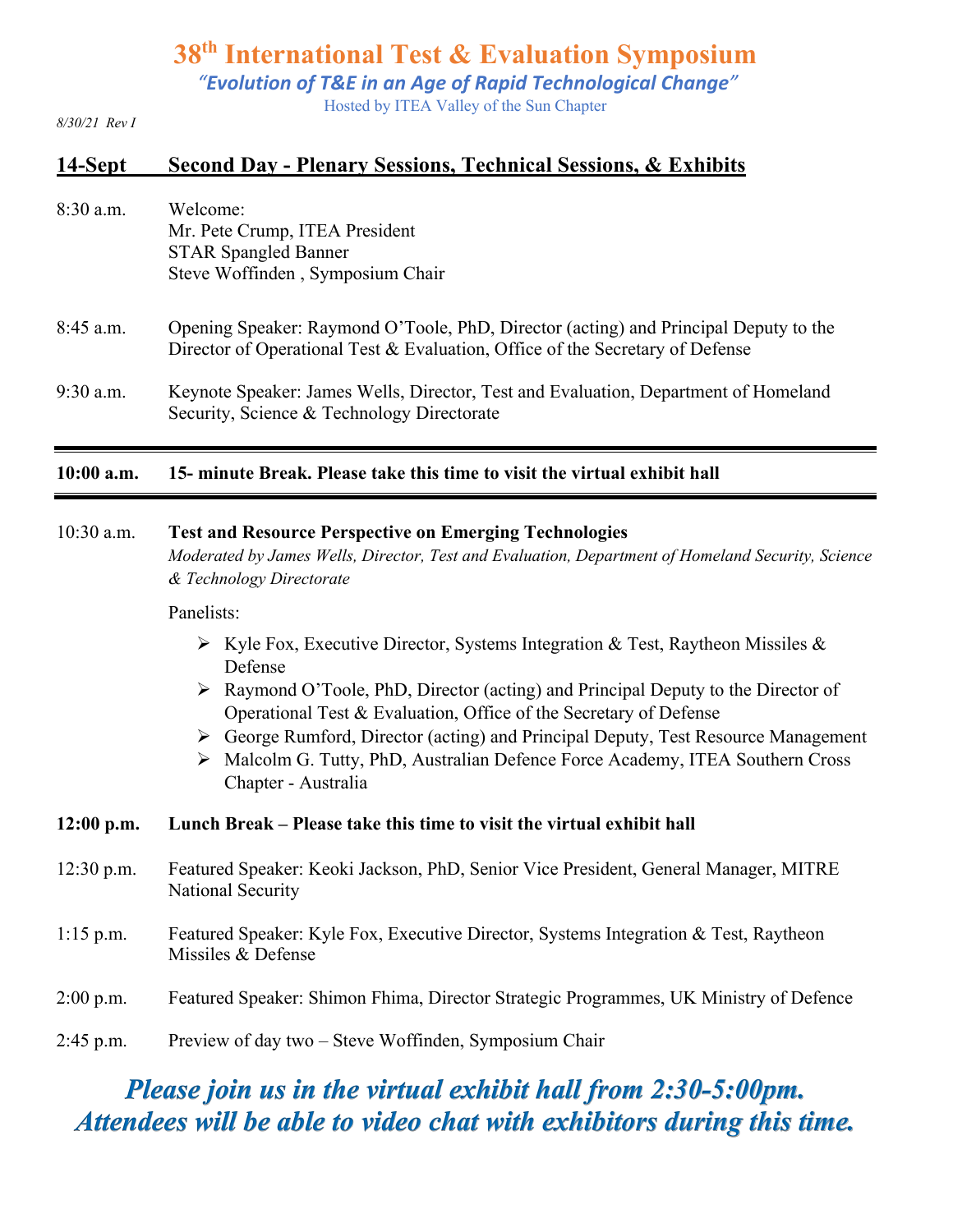# 38th International Test & Evaluation Symposium

*"Evolution of T&E in an Age of Rapid Technological Change"*

Hosted by ITEA Valley of the Sun Chapter

*8/30/21 Rev I*

## 14-Sept Second Day - Plenary Sessions, Technical Sessions, & Exhibits

**8:30 a.m.** Welcome:
Mr. Pete Crump, ITEA President
STAR Spangled Banner
Steve Woffinden , Symposium Chair

**8:45 a.m.** Opening Speaker: Raymond O'Toole, PhD, Director (acting) and Principal Deputy to the Director of Operational Test & Evaluation, Office of the Secretary of Defense

**9:30 a.m.** Keynote Speaker: James Wells, Director, Test and Evaluation, Department of Homeland Security, Science & Technology Directorate

**10:00 a.m. 15- minute Break. Please take this time to visit the virtual exhibit hall**

**10:30 a.m.** **Test and Resource Perspective on Emerging Technologies**
*Moderated by James Wells, Director, Test and Evaluation, Department of Homeland Security, Science & Technology Directorate*

Panelists:

- Kyle Fox, Executive Director, Systems Integration & Test, Raytheon Missiles & Defense
- Raymond O'Toole, PhD, Director (acting) and Principal Deputy to the Director of Operational Test & Evaluation, Office of the Secretary of Defense
- George Rumford, Director (acting) and Principal Deputy, Test Resource Management
- Malcolm G. Tutty, PhD, Australian Defence Force Academy, ITEA Southern Cross Chapter - Australia

**12:00 p.m. Lunch Break – Please take this time to visit the virtual exhibit hall**

**12:30 p.m.** Featured Speaker: Keoki Jackson, PhD, Senior Vice President, General Manager, MITRE National Security

**1:15 p.m.** Featured Speaker: Kyle Fox, Executive Director, Systems Integration & Test, Raytheon Missiles & Defense

**2:00 p.m.** Featured Speaker: Shimon Fhima, Director Strategic Programmes, UK Ministry of Defence

**2:45 p.m.** Preview of day two – Steve Woffinden, Symposium Chair

***Please join us in the virtual exhibit hall from 2:30-5:00pm. Attendees will be able to video chat with exhibitors during this time.***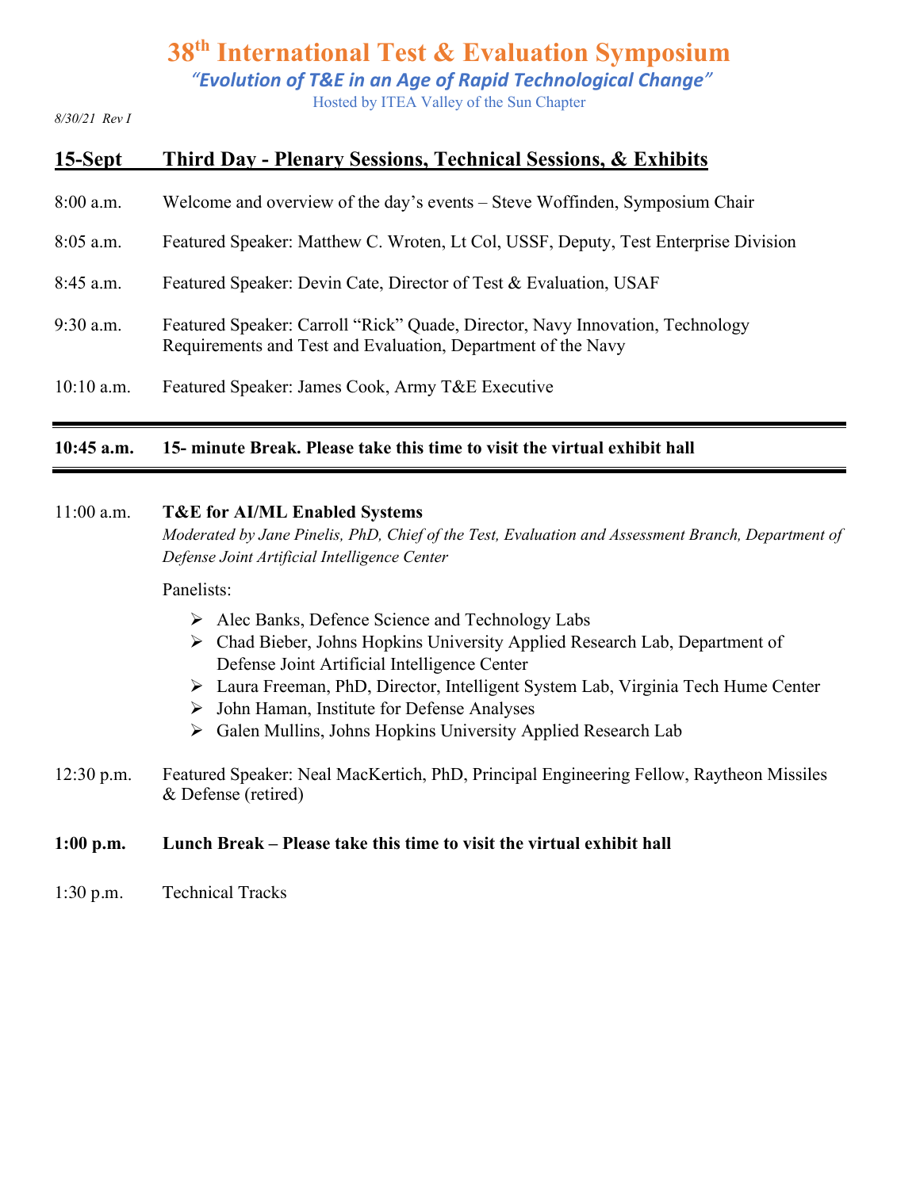# 38th International Test & Evaluation Symposium

*"Evolution of T&E in an Age of Rapid Technological Change"*

Hosted by ITEA Valley of the Sun Chapter

*8/30/21 Rev I*

## 15-Sept Third Day - Plenary Sessions, Technical Sessions, & Exhibits

8:00 a.m. Welcome and overview of the day's events – Steve Woffinden, Symposium Chair

8:05 a.m. Featured Speaker: Matthew C. Wroten, Lt Col, USSF, Deputy, Test Enterprise Division

8:45 a.m. Featured Speaker: Devin Cate, Director of Test & Evaluation, USAF

9:30 a.m. Featured Speaker: Carroll "Rick" Quade, Director, Navy Innovation, Technology Requirements and Test and Evaluation, Department of the Navy

10:10 a.m. Featured Speaker: James Cook, Army T&E Executive

---

**10:45 a.m. 15- minute Break. Please take this time to visit the virtual exhibit hall**

---

11:00 a.m. **T&E for AI/ML Enabled Systems**

*Moderated by Jane Pinelis, PhD, Chief of the Test, Evaluation and Assessment Branch, Department of Defense Joint Artificial Intelligence Center*

Panelists:

- Alec Banks, Defence Science and Technology Labs
- Chad Bieber, Johns Hopkins University Applied Research Lab, Department of Defense Joint Artificial Intelligence Center
- Laura Freeman, PhD, Director, Intelligent System Lab, Virginia Tech Hume Center
- John Haman, Institute for Defense Analyses
- Galen Mullins, Johns Hopkins University Applied Research Lab

12:30 p.m. Featured Speaker: Neal MacKertich, PhD, Principal Engineering Fellow, Raytheon Missiles & Defense (retired)

**1:00 p.m. Lunch Break – Please take this time to visit the virtual exhibit hall**

1:30 p.m. Technical Tracks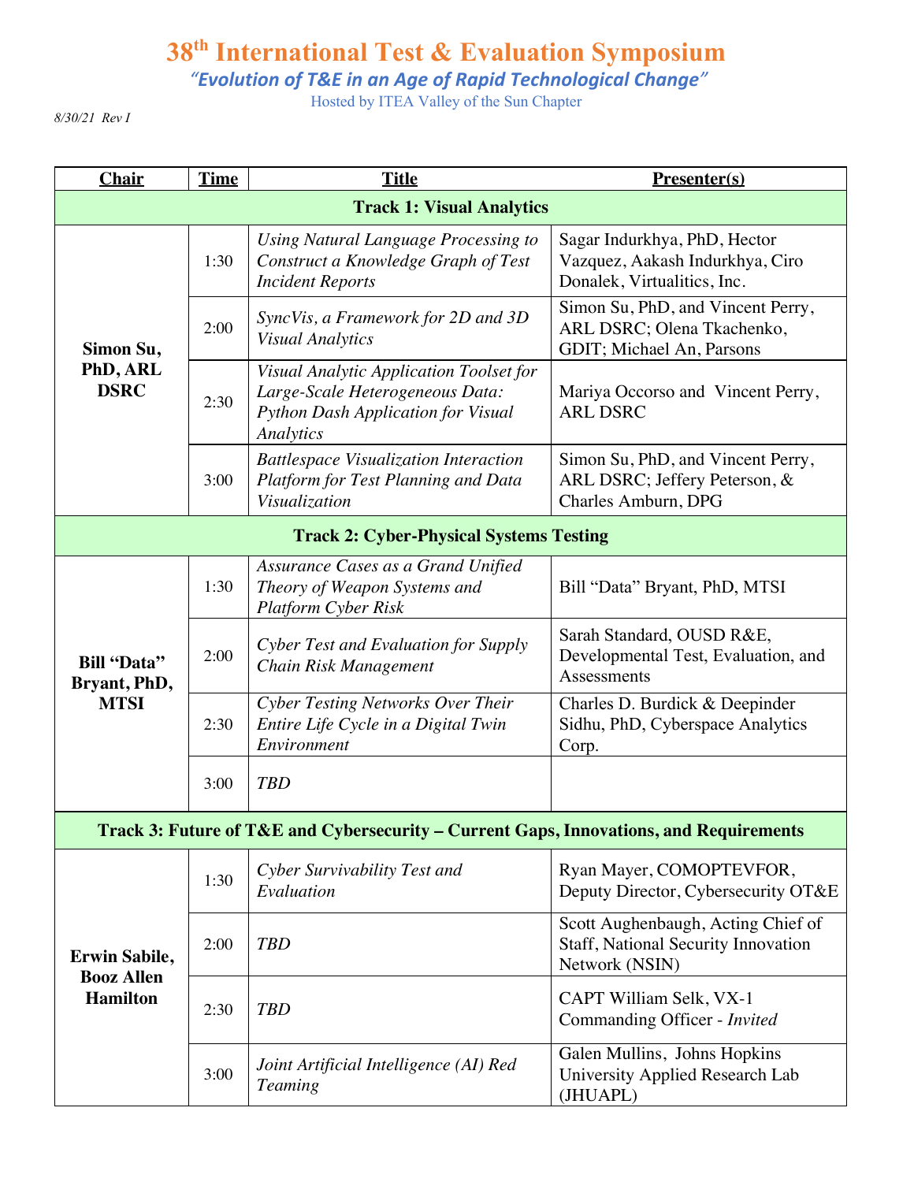# 38th International Test & Evaluation Symposium

*"Evolution of T&E in an Age of Rapid Technological Change"*

Hosted by ITEA Valley of the Sun Chapter

*8/30/21 Rev I*

| Chair | Time | Title | Presenter(s) |
|---|---|---|---|
| **Track 1: Visual Analytics** | | | |
| **Simon Su, PhD, ARL DSRC** | 1:30 | *Using Natural Language Processing to Construct a Knowledge Graph of Test Incident Reports* | Sagar Indurkhya, PhD, Hector Vazquez, Aakash Indurkhya, Ciro Donalek, Virtualitics, Inc. |
| | 2:00 | *SyncVis, a Framework for 2D and 3D Visual Analytics* | Simon Su, PhD, and Vincent Perry, ARL DSRC; Olena Tkachenko, GDIT; Michael An, Parsons |
| | 2:30 | *Visual Analytic Application Toolset for Large-Scale Heterogeneous Data: Python Dash Application for Visual Analytics* | Mariya Occorso and Vincent Perry, ARL DSRC |
| | 3:00 | *Battlespace Visualization Interaction Platform for Test Planning and Data Visualization* | Simon Su, PhD, and Vincent Perry, ARL DSRC; Jeffery Peterson, & Charles Amburn, DPG |
| **Track 2: Cyber-Physical Systems Testing** | | | |
| **Bill "Data" Bryant, PhD, MTSI** | 1:30 | *Assurance Cases as a Grand Unified Theory of Weapon Systems and Platform Cyber Risk* | Bill "Data" Bryant, PhD, MTSI |
| | 2:00 | *Cyber Test and Evaluation for Supply Chain Risk Management* | Sarah Standard, OUSD R&E, Developmental Test, Evaluation, and Assessments |
| | 2:30 | *Cyber Testing Networks Over Their Entire Life Cycle in a Digital Twin Environment* | Charles D. Burdick & Deepinder Sidhu, PhD, Cyberspace Analytics Corp. |
| | 3:00 | *TBD* | |
| **Track 3: Future of T&E and Cybersecurity – Current Gaps, Innovations, and Requirements** | | | |
| **Erwin Sabile, Booz Allen Hamilton** | 1:30 | *Cyber Survivability Test and Evaluation* | Ryan Mayer, COMOPTEVFOR, Deputy Director, Cybersecurity OT&E |
| | 2:00 | *TBD* | Scott Aughenbaugh, Acting Chief of Staff, National Security Innovation Network (NSIN) |
| | 2:30 | *TBD* | CAPT William Selk, VX-1 Commanding Officer - *Invited* |
| | 3:00 | *Joint Artificial Intelligence (AI) Red Teaming* | Galen Mullins, Johns Hopkins University Applied Research Lab (JHUAPL) |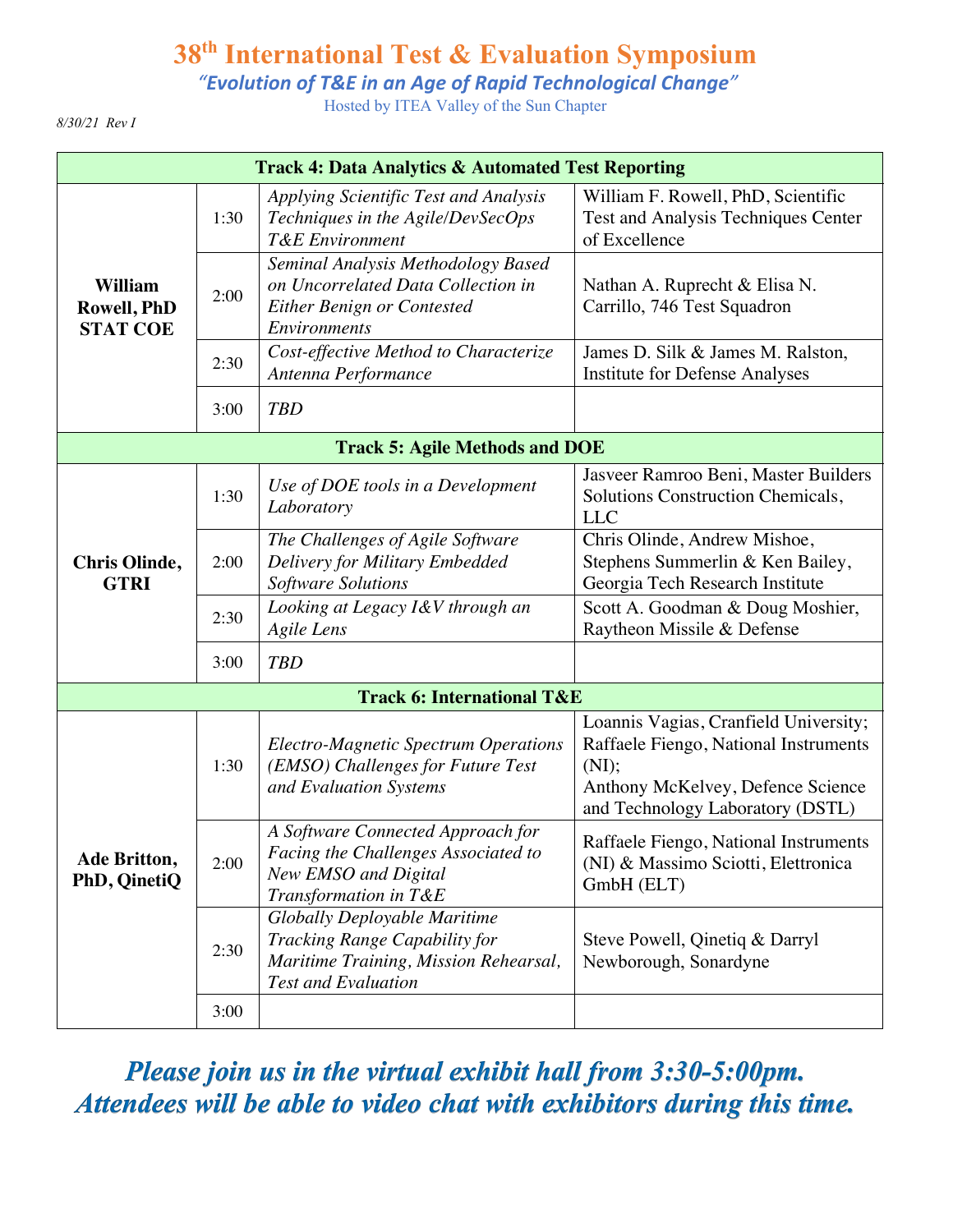# 38th International Test & Evaluation Symposium

*"Evolution of T&E in an Age of Rapid Technological Change"*

Hosted by ITEA Valley of the Sun Chapter

*8/30/21 Rev I*

| Track 4: Data Analytics & Automated Test Reporting | | | |
|---|---|---|---|
| **William Rowell, PhD STAT COE** | 1:30 | *Applying Scientific Test and Analysis Techniques in the Agile/DevSecOps T&E Environment* | William F. Rowell, PhD, Scientific Test and Analysis Techniques Center of Excellence |
| | 2:00 | *Seminal Analysis Methodology Based on Uncorrelated Data Collection in Either Benign or Contested Environments* | Nathan A. Ruprecht & Elisa N. Carrillo, 746 Test Squadron |
| | 2:30 | *Cost-effective Method to Characterize Antenna Performance* | James D. Silk & James M. Ralston, Institute for Defense Analyses |
| | 3:00 | *TBD* | |
| **Track 5: Agile Methods and DOE** | | | |
| **Chris Olinde, GTRI** | 1:30 | *Use of DOE tools in a Development Laboratory* | Jasveer Ramroo Beni, Master Builders Solutions Construction Chemicals, LLC |
| | 2:00 | *The Challenges of Agile Software Delivery for Military Embedded Software Solutions* | Chris Olinde, Andrew Mishoe, Stephens Summerlin & Ken Bailey, Georgia Tech Research Institute |
| | 2:30 | *Looking at Legacy I&V through an Agile Lens* | Scott A. Goodman & Doug Moshier, Raytheon Missile & Defense |
| | 3:00 | *TBD* | |
| **Track 6: International T&E** | | | |
| **Ade Britton, PhD, QinetiQ** | 1:30 | *Electro-Magnetic Spectrum Operations (EMSO) Challenges for Future Test and Evaluation Systems* | Loannis Vagias, Cranfield University; Raffaele Fiengo, National Instruments (NI); Anthony McKelvey, Defence Science and Technology Laboratory (DSTL) |
| | 2:00 | *A Software Connected Approach for Facing the Challenges Associated to New EMSO and Digital Transformation in T&E* | Raffaele Fiengo, National Instruments (NI) & Massimo Sciotti, Elettronica GmbH (ELT) |
| | 2:30 | *Globally Deployable Maritime Tracking Range Capability for Maritime Training, Mission Rehearsal, Test and Evaluation* | Steve Powell, Qinetiq & Darryl Newborough, Sonardyne |
| | 3:00 | | |

***Please join us in the virtual exhibit hall from 3:30-5:00pm. Attendees will be able to video chat with exhibitors during this time.***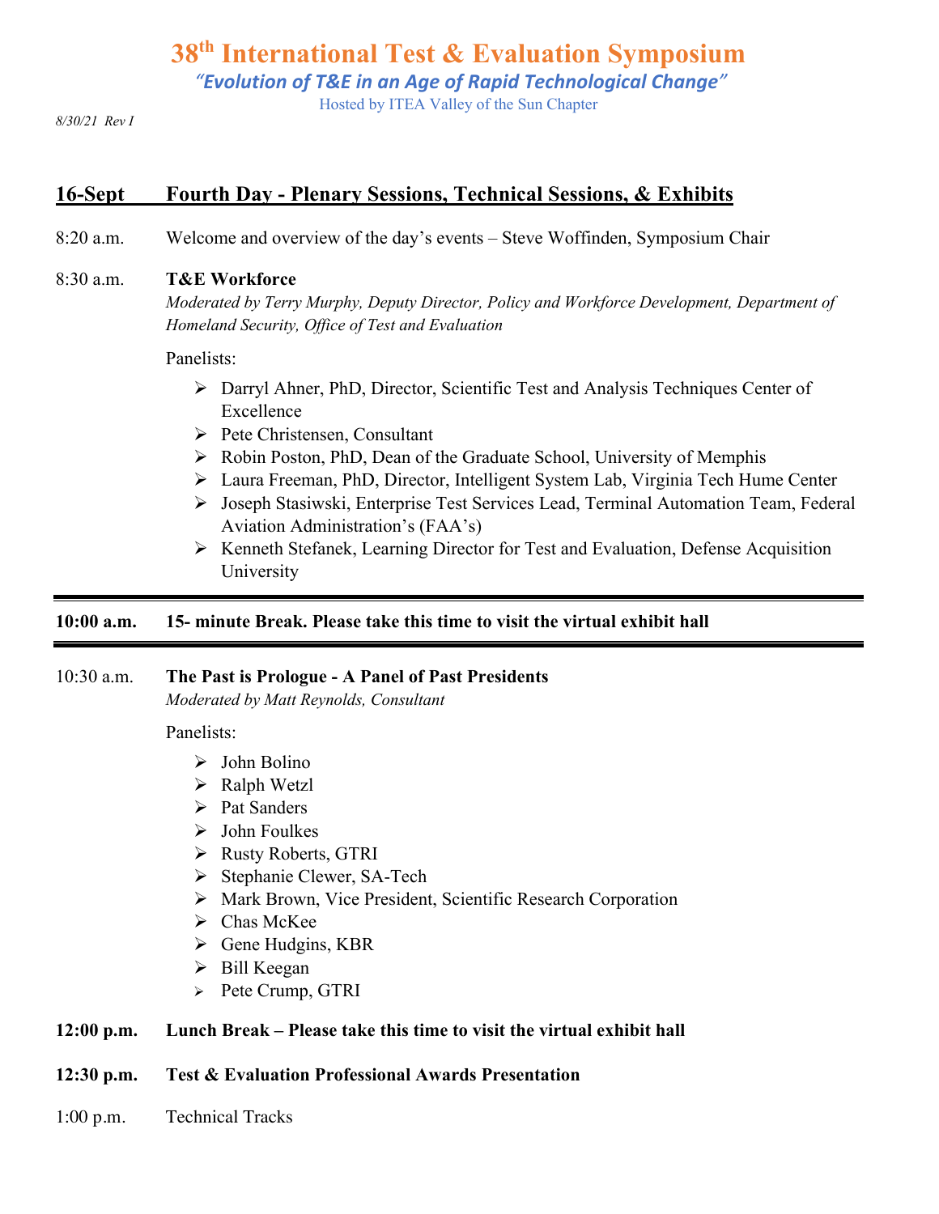# 38th International Test & Evaluation Symposium

*"Evolution of T&E in an Age of Rapid Technological Change"*

Hosted by ITEA Valley of the Sun Chapter

*8/30/21 Rev I*

## 16-Sept Fourth Day - Plenary Sessions, Technical Sessions, & Exhibits

8:20 a.m. Welcome and overview of the day's events – Steve Woffinden, Symposium Chair

8:30 a.m. **T&E Workforce**

*Moderated by Terry Murphy, Deputy Director, Policy and Workforce Development, Department of Homeland Security, Office of Test and Evaluation*

Panelists:

- Darryl Ahner, PhD, Director, Scientific Test and Analysis Techniques Center of Excellence
- Pete Christensen, Consultant
- Robin Poston, PhD, Dean of the Graduate School, University of Memphis
- Laura Freeman, PhD, Director, Intelligent System Lab, Virginia Tech Hume Center
- Joseph Stasiwski, Enterprise Test Services Lead, Terminal Automation Team, Federal Aviation Administration's (FAA's)
- Kenneth Stefanek, Learning Director for Test and Evaluation, Defense Acquisition University

**10:00 a.m. 15- minute Break. Please take this time to visit the virtual exhibit hall**

10:30 a.m. **The Past is Prologue - A Panel of Past Presidents**

*Moderated by Matt Reynolds, Consultant*

Panelists:

- John Bolino
- Ralph Wetzl
- Pat Sanders
- John Foulkes
- Rusty Roberts, GTRI
- Stephanie Clewer, SA-Tech
- Mark Brown, Vice President, Scientific Research Corporation
- Chas McKee
- Gene Hudgins, KBR
- Bill Keegan
- Pete Crump, GTRI

**12:00 p.m. Lunch Break – Please take this time to visit the virtual exhibit hall**

**12:30 p.m. Test & Evaluation Professional Awards Presentation**

1:00 p.m. Technical Tracks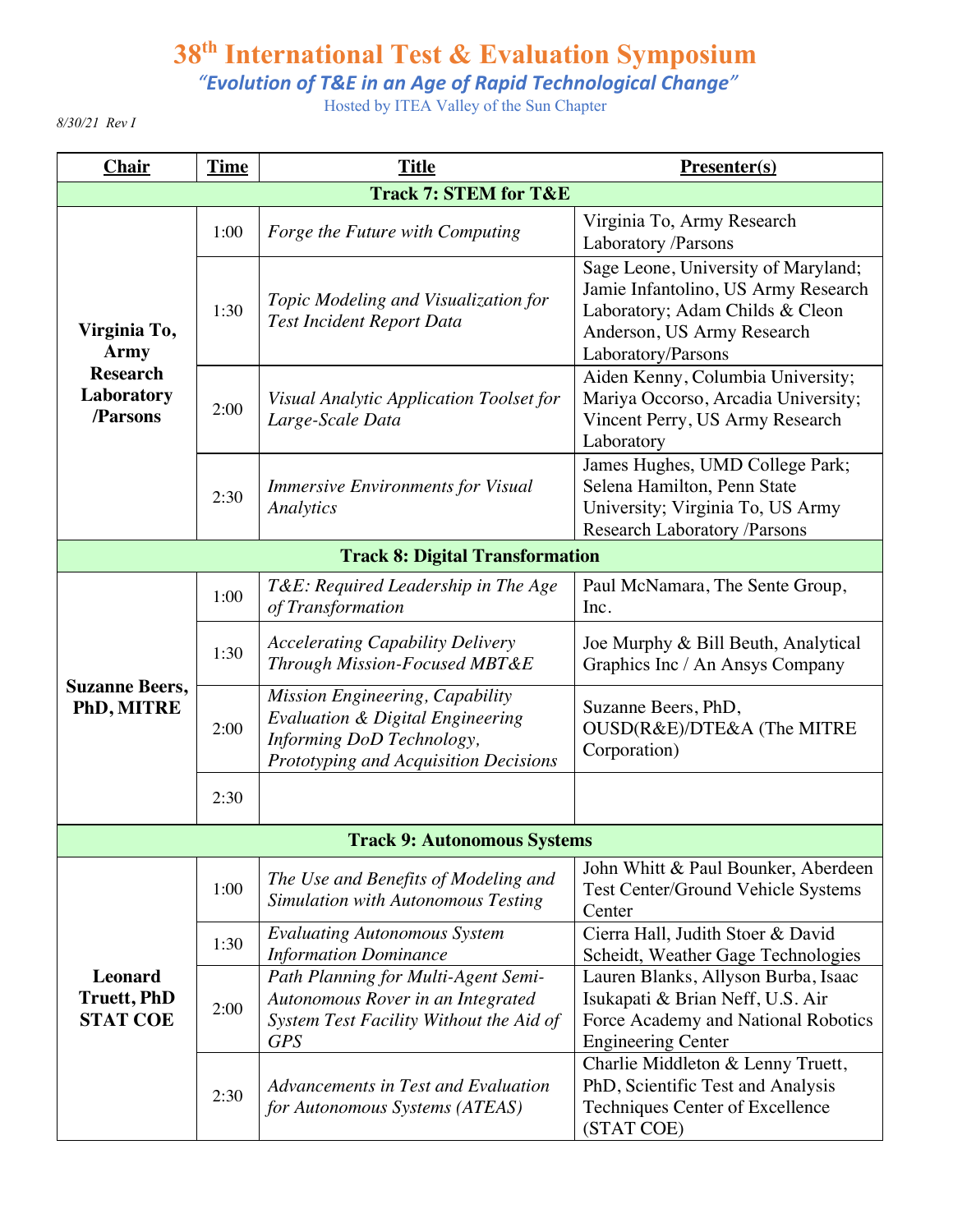# 38th International Test & Evaluation Symposium

*"Evolution of T&E in an Age of Rapid Technological Change"*

Hosted by ITEA Valley of the Sun Chapter

*8/30/21 Rev I*

| Chair | Time | Title | Presenter(s) |
|---|---|---|---|
| **Track 7: STEM for T&E** | | | |
| **Virginia To, Army Research Laboratory /Parsons** | 1:00 | *Forge the Future with Computing* | Virginia To, Army Research Laboratory /Parsons |
| | 1:30 | *Topic Modeling and Visualization for Test Incident Report Data* | Sage Leone, University of Maryland; Jamie Infantolino, US Army Research Laboratory; Adam Childs & Cleon Anderson, US Army Research Laboratory/Parsons |
| | 2:00 | *Visual Analytic Application Toolset for Large-Scale Data* | Aiden Kenny, Columbia University; Mariya Occorso, Arcadia University; Vincent Perry, US Army Research Laboratory |
| | 2:30 | *Immersive Environments for Visual Analytics* | James Hughes, UMD College Park; Selena Hamilton, Penn State University; Virginia To, US Army Research Laboratory /Parsons |
| **Track 8: Digital Transformation** | | | |
| **Suzanne Beers, PhD, MITRE** | 1:00 | *T&E: Required Leadership in The Age of Transformation* | Paul McNamara, The Sente Group, Inc. |
| | 1:30 | *Accelerating Capability Delivery Through Mission-Focused MBT&E* | Joe Murphy & Bill Beuth, Analytical Graphics Inc / An Ansys Company |
| | 2:00 | *Mission Engineering, Capability Evaluation & Digital Engineering Informing DoD Technology, Prototyping and Acquisition Decisions* | Suzanne Beers, PhD, OUSD(R&E)/DTE&A (The MITRE Corporation) |
| | 2:30 | | |
| **Track 9: Autonomous Systems** | | | |
| **Leonard Truett, PhD STAT COE** | 1:00 | *The Use and Benefits of Modeling and Simulation with Autonomous Testing* | John Whitt & Paul Bounker, Aberdeen Test Center/Ground Vehicle Systems Center |
| | 1:30 | *Evaluating Autonomous System Information Dominance* | Cierra Hall, Judith Stoer & David Scheidt, Weather Gage Technologies |
| | 2:00 | *Path Planning for Multi-Agent Semi-Autonomous Rover in an Integrated System Test Facility Without the Aid of GPS* | Lauren Blanks, Allyson Burba, Isaac Isukapati & Brian Neff, U.S. Air Force Academy and National Robotics Engineering Center |
| | 2:30 | *Advancements in Test and Evaluation for Autonomous Systems (ATEAS)* | Charlie Middleton & Lenny Truett, PhD, Scientific Test and Analysis Techniques Center of Excellence (STAT COE) |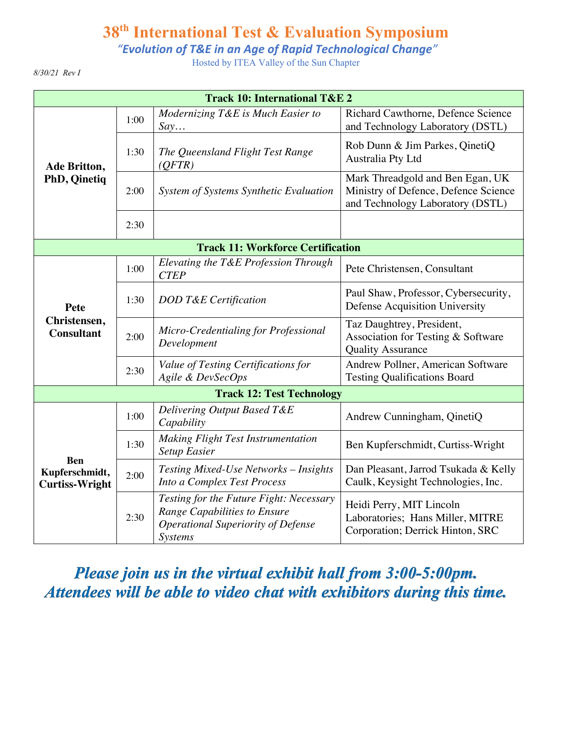# 38th International Test & Evaluation Symposium

*"Evolution of T&E in an Age of Rapid Technological Change"*

Hosted by ITEA Valley of the Sun Chapter

*8/30/21 Rev I*

| **Track 10: International T&E 2** | | | |
|---|---|---|---|
| **Ade Britton, PhD, Qinetiq** | 1:00 | *Modernizing T&E is Much Easier to Say…* | Richard Cawthorne, Defence Science and Technology Laboratory (DSTL) |
| | 1:30 | *The Queensland Flight Test Range (QFTR)* | Rob Dunn & Jim Parkes, QinetiQ Australia Pty Ltd |
| | 2:00 | *System of Systems Synthetic Evaluation* | Mark Threadgold and Ben Egan, UK Ministry of Defence, Defence Science and Technology Laboratory (DSTL) |
| | 2:30 | | |
| **Track 11: Workforce Certification** | | | |
| **Pete Christensen, Consultant** | 1:00 | *Elevating the T&E Profession Through CTEP* | Pete Christensen, Consultant |
| | 1:30 | *DOD T&E Certification* | Paul Shaw, Professor, Cybersecurity, Defense Acquisition University |
| | 2:00 | *Micro-Credentialing for Professional Development* | Taz Daughtrey, President, Association for Testing & Software Quality Assurance |
| | 2:30 | *Value of Testing Certifications for Agile & DevSecOps* | Andrew Pollner, American Software Testing Qualifications Board |
| **Track 12: Test Technology** | | | |
| **Ben Kupferschmidt, Curtiss-Wright** | 1:00 | *Delivering Output Based T&E Capability* | Andrew Cunningham, QinetiQ |
| | 1:30 | *Making Flight Test Instrumentation Setup Easier* | Ben Kupferschmidt, Curtiss-Wright |
| | 2:00 | *Testing Mixed-Use Networks – Insights Into a Complex Test Process* | Dan Pleasant, Jarrod Tsukada & Kelly Caulk, Keysight Technologies, Inc. |
| | 2:30 | *Testing for the Future Fight: Necessary Range Capabilities to Ensure Operational Superiority of Defense Systems* | Heidi Perry, MIT Lincoln Laboratories; Hans Miller, MITRE Corporation; Derrick Hinton, SRC |

***Please join us in the virtual exhibit hall from 3:00-5:00pm. Attendees will be able to video chat with exhibitors during this time.***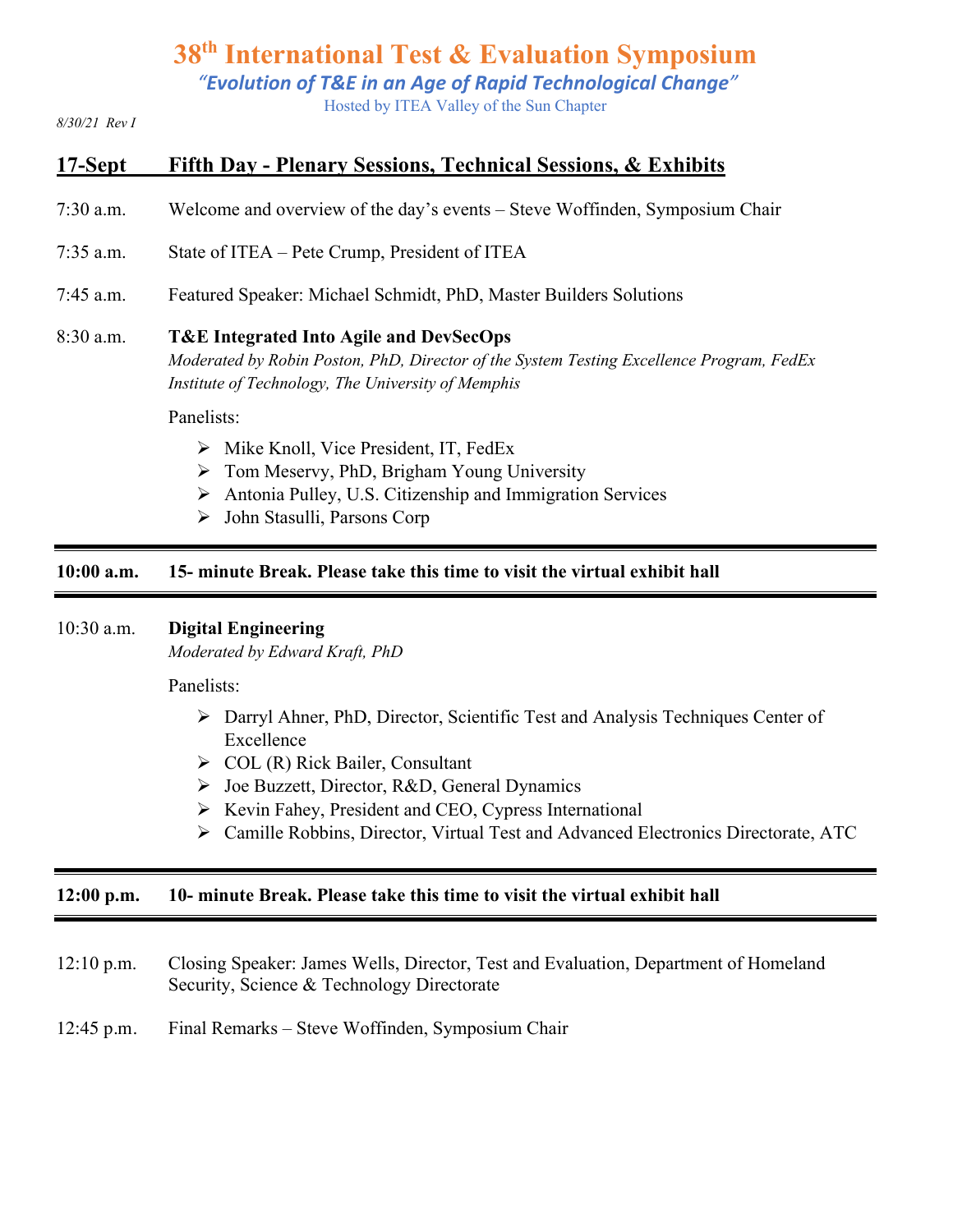# 38th International Test & Evaluation Symposium

*"Evolution of T&E in an Age of Rapid Technological Change"*

Hosted by ITEA Valley of the Sun Chapter

*8/30/21 Rev I*

## 17-Sept Fifth Day - Plenary Sessions, Technical Sessions, & Exhibits

7:30 a.m. Welcome and overview of the day's events – Steve Woffinden, Symposium Chair

7:35 a.m. State of ITEA – Pete Crump, President of ITEA

7:45 a.m. Featured Speaker: Michael Schmidt, PhD, Master Builders Solutions

8:30 a.m. **T&E Integrated Into Agile and DevSecOps**
*Moderated by Robin Poston, PhD, Director of the System Testing Excellence Program, FedEx Institute of Technology, The University of Memphis*

Panelists:

- Mike Knoll, Vice President, IT, FedEx
- Tom Meservy, PhD, Brigham Young University
- Antonia Pulley, U.S. Citizenship and Immigration Services
- John Stasulli, Parsons Corp

---

**10:00 a.m. 15- minute Break. Please take this time to visit the virtual exhibit hall**

---

10:30 a.m. **Digital Engineering**
*Moderated by Edward Kraft, PhD*

Panelists:

- Darryl Ahner, PhD, Director, Scientific Test and Analysis Techniques Center of Excellence
- COL (R) Rick Bailer, Consultant
- Joe Buzzett, Director, R&D, General Dynamics
- Kevin Fahey, President and CEO, Cypress International
- Camille Robbins, Director, Virtual Test and Advanced Electronics Directorate, ATC

---

**12:00 p.m. 10- minute Break. Please take this time to visit the virtual exhibit hall**

---

12:10 p.m. Closing Speaker: James Wells, Director, Test and Evaluation, Department of Homeland Security, Science & Technology Directorate

12:45 p.m. Final Remarks – Steve Woffinden, Symposium Chair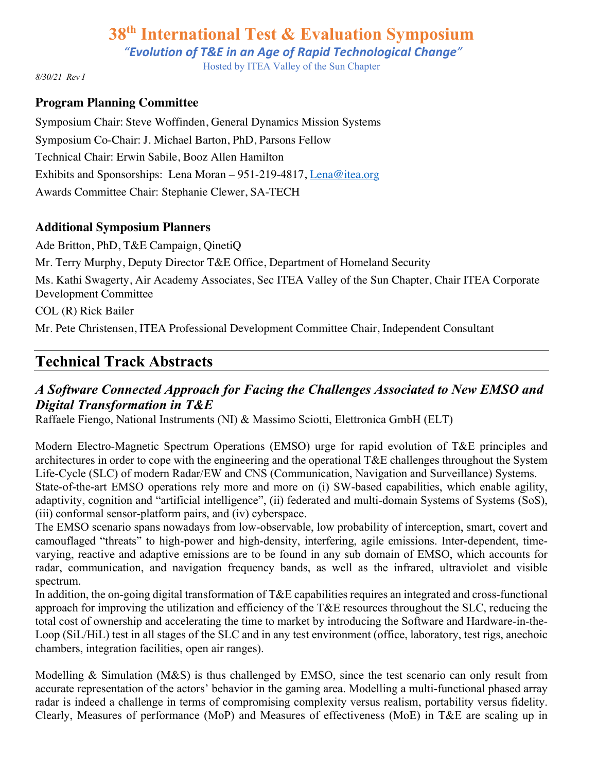# 38th International Test & Evaluation Symposium

*"Evolution of T&E in an Age of Rapid Technological Change"*

Hosted by ITEA Valley of the Sun Chapter

*8/30/21 Rev I*

### Program Planning Committee

Symposium Chair: Steve Woffinden, General Dynamics Mission Systems

Symposium Co-Chair: J. Michael Barton, PhD, Parsons Fellow

Technical Chair: Erwin Sabile, Booz Allen Hamilton

Exhibits and Sponsorships: Lena Moran – 951-219-4817, Lena@itea.org

Awards Committee Chair: Stephanie Clewer, SA-TECH

### Additional Symposium Planners

Ade Britton, PhD, T&E Campaign, QinetiQ

Mr. Terry Murphy, Deputy Director T&E Office, Department of Homeland Security

Ms. Kathi Swagerty, Air Academy Associates, Sec ITEA Valley of the Sun Chapter, Chair ITEA Corporate Development Committee

COL (R) Rick Bailer

Mr. Pete Christensen, ITEA Professional Development Committee Chair, Independent Consultant

## Technical Track Abstracts

### *A Software Connected Approach for Facing the Challenges Associated to New EMSO and Digital Transformation in T&E*

Raffaele Fiengo, National Instruments (NI) & Massimo Sciotti, Elettronica GmbH (ELT)

Modern Electro-Magnetic Spectrum Operations (EMSO) urge for rapid evolution of T&E principles and architectures in order to cope with the engineering and the operational T&E challenges throughout the System Life-Cycle (SLC) of modern Radar/EW and CNS (Communication, Navigation and Surveillance) Systems.
State-of-the-art EMSO operations rely more and more on (i) SW-based capabilities, which enable agility, adaptivity, cognition and "artificial intelligence", (ii) federated and multi-domain Systems of Systems (SoS), (iii) conformal sensor-platform pairs, and (iv) cyberspace.
The EMSO scenario spans nowadays from low-observable, low probability of interception, smart, covert and camouflaged "threats" to high-power and high-density, interfering, agile emissions. Inter-dependent, time-varying, reactive and adaptive emissions are to be found in any sub domain of EMSO, which accounts for radar, communication, and navigation frequency bands, as well as the infrared, ultraviolet and visible spectrum.
In addition, the on-going digital transformation of T&E capabilities requires an integrated and cross-functional approach for improving the utilization and efficiency of the T&E resources throughout the SLC, reducing the total cost of ownership and accelerating the time to market by introducing the Software and Hardware-in-the-Loop (SiL/HiL) test in all stages of the SLC and in any test environment (office, laboratory, test rigs, anechoic chambers, integration facilities, open air ranges).

Modelling & Simulation (M&S) is thus challenged by EMSO, since the test scenario can only result from accurate representation of the actors' behavior in the gaming area. Modelling a multi-functional phased array radar is indeed a challenge in terms of compromising complexity versus realism, portability versus fidelity. Clearly, Measures of performance (MoP) and Measures of effectiveness (MoE) in T&E are scaling up in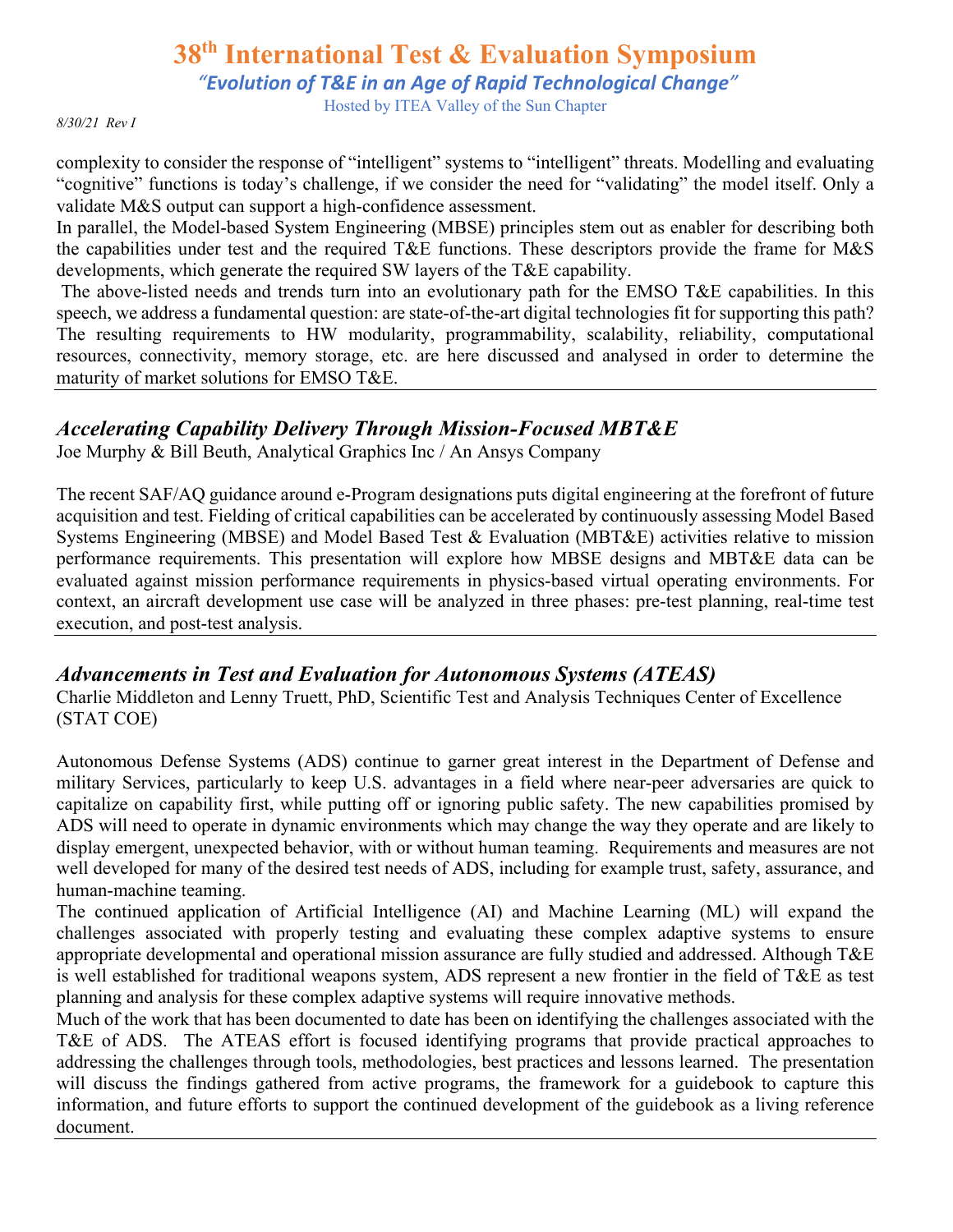complexity to consider the response of "intelligent" systems to "intelligent" threats. Modelling and evaluating "cognitive" functions is today's challenge, if we consider the need for "validating" the model itself. Only a validate M&S output can support a high-confidence assessment.

In parallel, the Model-based System Engineering (MBSE) principles stem out as enabler for describing both the capabilities under test and the required T&E functions. These descriptors provide the frame for M&S developments, which generate the required SW layers of the T&E capability.

The above-listed needs and trends turn into an evolutionary path for the EMSO T&E capabilities. In this speech, we address a fundamental question: are state-of-the-art digital technologies fit for supporting this path? The resulting requirements to HW modularity, programmability, scalability, reliability, computational resources, connectivity, memory storage, etc. are here discussed and analysed in order to determine the maturity of market solutions for EMSO T&E.

---

## *Accelerating Capability Delivery Through Mission-Focused MBT&E*

Joe Murphy & Bill Beuth, Analytical Graphics Inc / An Ansys Company

The recent SAF/AQ guidance around e-Program designations puts digital engineering at the forefront of future acquisition and test. Fielding of critical capabilities can be accelerated by continuously assessing Model Based Systems Engineering (MBSE) and Model Based Test & Evaluation (MBT&E) activities relative to mission performance requirements. This presentation will explore how MBSE designs and MBT&E data can be evaluated against mission performance requirements in physics-based virtual operating environments. For context, an aircraft development use case will be analyzed in three phases: pre-test planning, real-time test execution, and post-test analysis.

---

## *Advancements in Test and Evaluation for Autonomous Systems (ATEAS)*

Charlie Middleton and Lenny Truett, PhD, Scientific Test and Analysis Techniques Center of Excellence (STAT COE)

Autonomous Defense Systems (ADS) continue to garner great interest in the Department of Defense and military Services, particularly to keep U.S. advantages in a field where near-peer adversaries are quick to capitalize on capability first, while putting off or ignoring public safety. The new capabilities promised by ADS will need to operate in dynamic environments which may change the way they operate and are likely to display emergent, unexpected behavior, with or without human teaming. Requirements and measures are not well developed for many of the desired test needs of ADS, including for example trust, safety, assurance, and human-machine teaming.

The continued application of Artificial Intelligence (AI) and Machine Learning (ML) will expand the challenges associated with properly testing and evaluating these complex adaptive systems to ensure appropriate developmental and operational mission assurance are fully studied and addressed. Although T&E is well established for traditional weapons system, ADS represent a new frontier in the field of T&E as test planning and analysis for these complex adaptive systems will require innovative methods.

Much of the work that has been documented to date has been on identifying the challenges associated with the T&E of ADS. The ATEAS effort is focused identifying programs that provide practical approaches to addressing the challenges through tools, methodologies, best practices and lessons learned. The presentation will discuss the findings gathered from active programs, the framework for a guidebook to capture this information, and future efforts to support the continued development of the guidebook as a living reference document.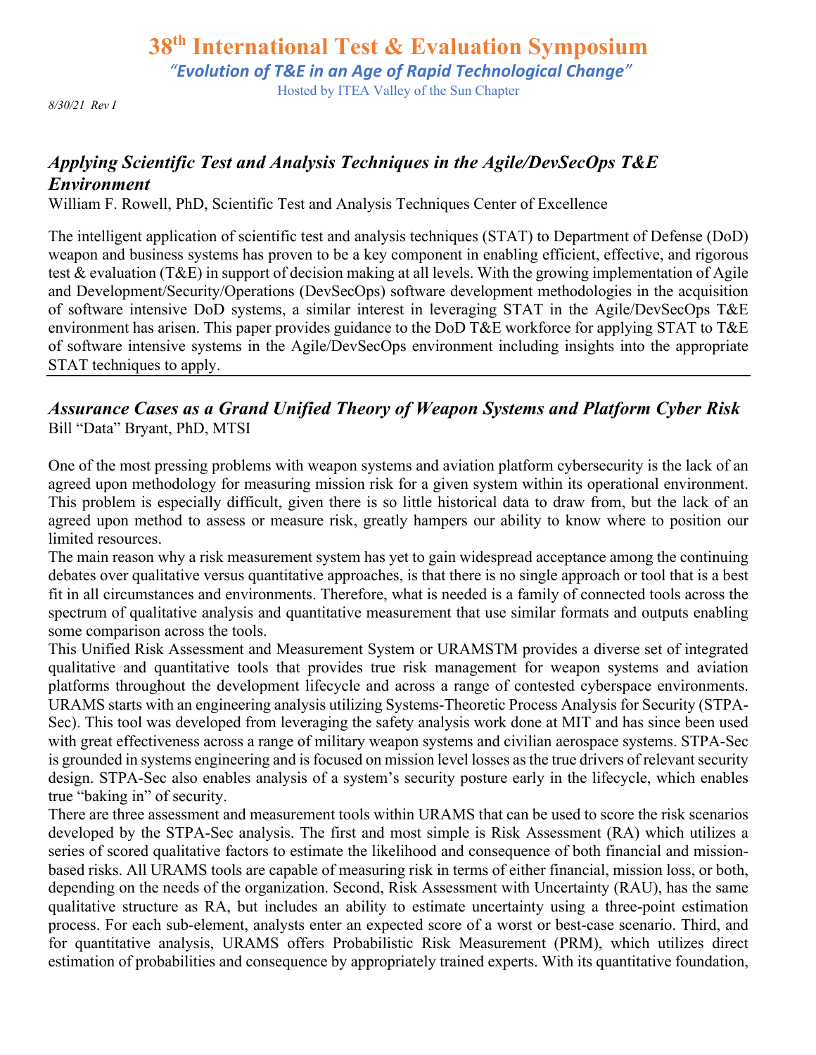# 38th International Test & Evaluation Symposium

*"Evolution of T&E in an Age of Rapid Technological Change"*

Hosted by ITEA Valley of the Sun Chapter

*8/30/21 Rev I*

## *Applying Scientific Test and Analysis Techniques in the Agile/DevSecOps T&E Environment*

William F. Rowell, PhD, Scientific Test and Analysis Techniques Center of Excellence

The intelligent application of scientific test and analysis techniques (STAT) to Department of Defense (DoD) weapon and business systems has proven to be a key component in enabling efficient, effective, and rigorous test & evaluation (T&E) in support of decision making at all levels. With the growing implementation of Agile and Development/Security/Operations (DevSecOps) software development methodologies in the acquisition of software intensive DoD systems, a similar interest in leveraging STAT in the Agile/DevSecOps T&E environment has arisen. This paper provides guidance to the DoD T&E workforce for applying STAT to T&E of software intensive systems in the Agile/DevSecOps environment including insights into the appropriate STAT techniques to apply.

---

## *Assurance Cases as a Grand Unified Theory of Weapon Systems and Platform Cyber Risk*

Bill "Data" Bryant, PhD, MTSI

One of the most pressing problems with weapon systems and aviation platform cybersecurity is the lack of an agreed upon methodology for measuring mission risk for a given system within its operational environment. This problem is especially difficult, given there is so little historical data to draw from, but the lack of an agreed upon method to assess or measure risk, greatly hampers our ability to know where to position our limited resources.

The main reason why a risk measurement system has yet to gain widespread acceptance among the continuing debates over qualitative versus quantitative approaches, is that there is no single approach or tool that is a best fit in all circumstances and environments. Therefore, what is needed is a family of connected tools across the spectrum of qualitative analysis and quantitative measurement that use similar formats and outputs enabling some comparison across the tools.

This Unified Risk Assessment and Measurement System or URAMSTM provides a diverse set of integrated qualitative and quantitative tools that provides true risk management for weapon systems and aviation platforms throughout the development lifecycle and across a range of contested cyberspace environments. URAMS starts with an engineering analysis utilizing Systems-Theoretic Process Analysis for Security (STPA-Sec). This tool was developed from leveraging the safety analysis work done at MIT and has since been used with great effectiveness across a range of military weapon systems and civilian aerospace systems. STPA-Sec is grounded in systems engineering and is focused on mission level losses as the true drivers of relevant security design. STPA-Sec also enables analysis of a system's security posture early in the lifecycle, which enables true "baking in" of security.

There are three assessment and measurement tools within URAMS that can be used to score the risk scenarios developed by the STPA-Sec analysis. The first and most simple is Risk Assessment (RA) which utilizes a series of scored qualitative factors to estimate the likelihood and consequence of both financial and mission-based risks. All URAMS tools are capable of measuring risk in terms of either financial, mission loss, or both, depending on the needs of the organization. Second, Risk Assessment with Uncertainty (RAU), has the same qualitative structure as RA, but includes an ability to estimate uncertainty using a three-point estimation process. For each sub-element, analysts enter an expected score of a worst or best-case scenario. Third, and for quantitative analysis, URAMS offers Probabilistic Risk Measurement (PRM), which utilizes direct estimation of probabilities and consequence by appropriately trained experts. With its quantitative foundation,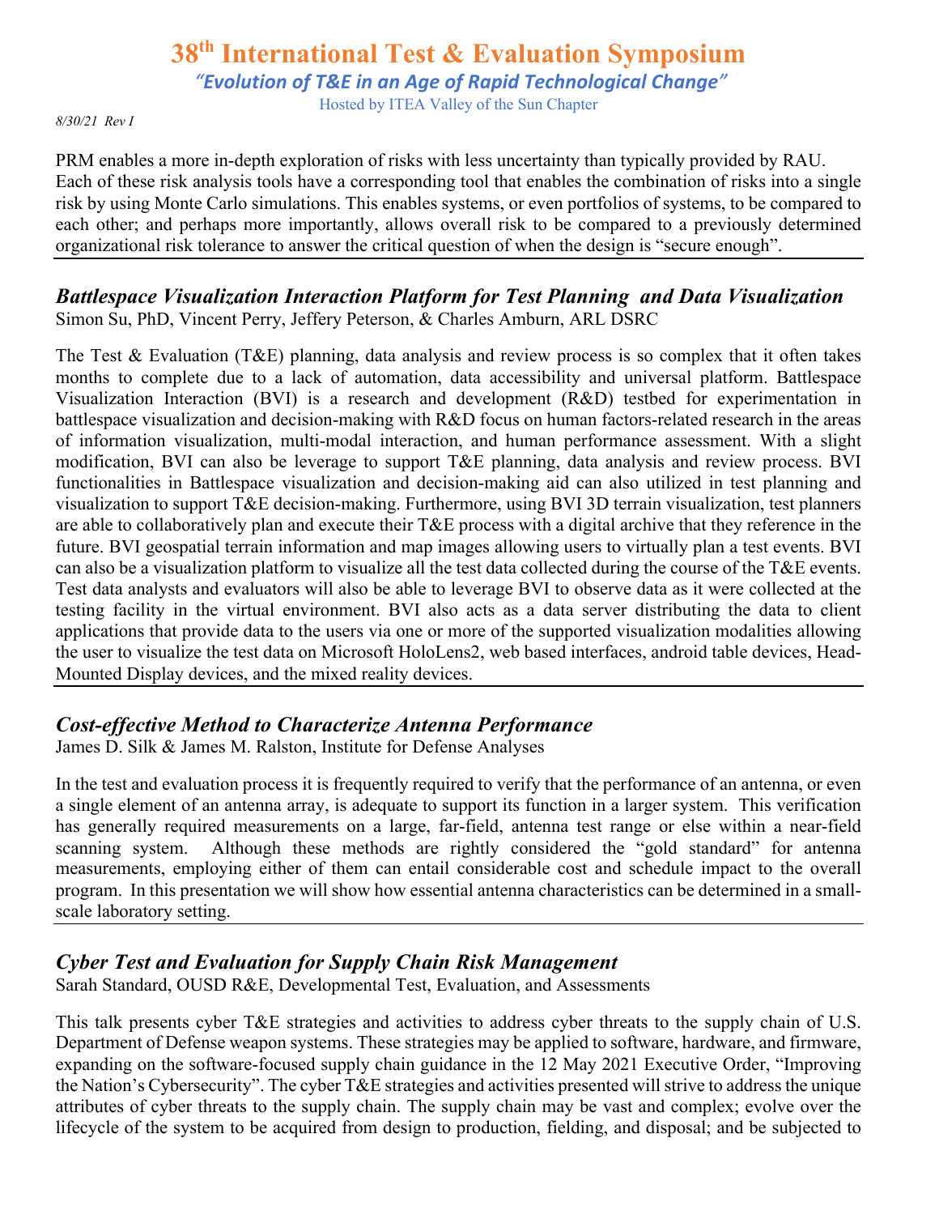PRM enables a more in-depth exploration of risks with less uncertainty than typically provided by RAU. Each of these risk analysis tools have a corresponding tool that enables the combination of risks into a single risk by using Monte Carlo simulations. This enables systems, or even portfolios of systems, to be compared to each other; and perhaps more importantly, allows overall risk to be compared to a previously determined organizational risk tolerance to answer the critical question of when the design is "secure enough".

---

## *Battlespace Visualization Interaction Platform for Test Planning and Data Visualization*

Simon Su, PhD, Vincent Perry, Jeffery Peterson, & Charles Amburn, ARL DSRC

The Test & Evaluation (T&E) planning, data analysis and review process is so complex that it often takes months to complete due to a lack of automation, data accessibility and universal platform. Battlespace Visualization Interaction (BVI) is a research and development (R&D) testbed for experimentation in battlespace visualization and decision-making with R&D focus on human factors-related research in the areas of information visualization, multi-modal interaction, and human performance assessment. With a slight modification, BVI can also be leverage to support T&E planning, data analysis and review process. BVI functionalities in Battlespace visualization and decision-making aid can also utilized in test planning and visualization to support T&E decision-making. Furthermore, using BVI 3D terrain visualization, test planners are able to collaboratively plan and execute their T&E process with a digital archive that they reference in the future. BVI geospatial terrain information and map images allowing users to virtually plan a test events. BVI can also be a visualization platform to visualize all the test data collected during the course of the T&E events. Test data analysts and evaluators will also be able to leverage BVI to observe data as it were collected at the testing facility in the virtual environment. BVI also acts as a data server distributing the data to client applications that provide data to the users via one or more of the supported visualization modalities allowing the user to visualize the test data on Microsoft HoloLens2, web based interfaces, android table devices, Head-Mounted Display devices, and the mixed reality devices.

---

## *Cost-effective Method to Characterize Antenna Performance*

James D. Silk & James M. Ralston, Institute for Defense Analyses

In the test and evaluation process it is frequently required to verify that the performance of an antenna, or even a single element of an antenna array, is adequate to support its function in a larger system. This verification has generally required measurements on a large, far-field, antenna test range or else within a near-field scanning system. Although these methods are rightly considered the "gold standard" for antenna measurements, employing either of them can entail considerable cost and schedule impact to the overall program. In this presentation we will show how essential antenna characteristics can be determined in a small-scale laboratory setting.

---

## *Cyber Test and Evaluation for Supply Chain Risk Management*

Sarah Standard, OUSD R&E, Developmental Test, Evaluation, and Assessments

This talk presents cyber T&E strategies and activities to address cyber threats to the supply chain of U.S. Department of Defense weapon systems. These strategies may be applied to software, hardware, and firmware, expanding on the software-focused supply chain guidance in the 12 May 2021 Executive Order, "Improving the Nation's Cybersecurity". The cyber T&E strategies and activities presented will strive to address the unique attributes of cyber threats to the supply chain. The supply chain may be vast and complex; evolve over the lifecycle of the system to be acquired from design to production, fielding, and disposal; and be subjected to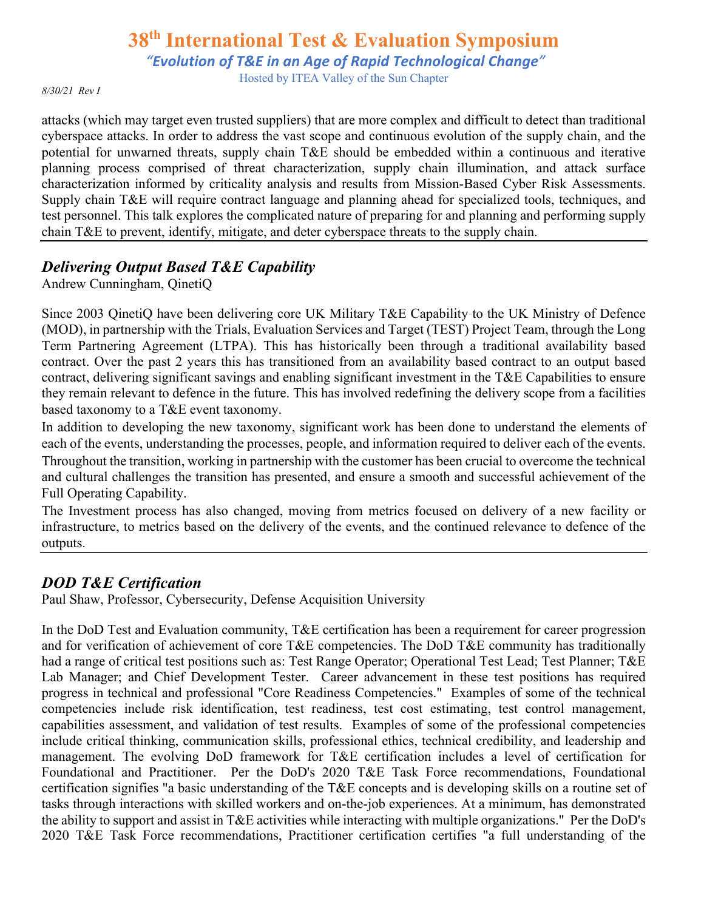attacks (which may target even trusted suppliers) that are more complex and difficult to detect than traditional cyberspace attacks. In order to address the vast scope and continuous evolution of the supply chain, and the potential for unwarned threats, supply chain T&E should be embedded within a continuous and iterative planning process comprised of threat characterization, supply chain illumination, and attack surface characterization informed by criticality analysis and results from Mission-Based Cyber Risk Assessments. Supply chain T&E will require contract language and planning ahead for specialized tools, techniques, and test personnel. This talk explores the complicated nature of preparing for and planning and performing supply chain T&E to prevent, identify, mitigate, and deter cyberspace threats to the supply chain.

---

## *Delivering Output Based T&E Capability*

Andrew Cunningham, QinetiQ

Since 2003 QinetiQ have been delivering core UK Military T&E Capability to the UK Ministry of Defence (MOD), in partnership with the Trials, Evaluation Services and Target (TEST) Project Team, through the Long Term Partnering Agreement (LTPA). This has historically been through a traditional availability based contract. Over the past 2 years this has transitioned from an availability based contract to an output based contract, delivering significant savings and enabling significant investment in the T&E Capabilities to ensure they remain relevant to defence in the future. This has involved redefining the delivery scope from a facilities based taxonomy to a T&E event taxonomy.

In addition to developing the new taxonomy, significant work has been done to understand the elements of each of the events, understanding the processes, people, and information required to deliver each of the events.

Throughout the transition, working in partnership with the customer has been crucial to overcome the technical and cultural challenges the transition has presented, and ensure a smooth and successful achievement of the Full Operating Capability.

The Investment process has also changed, moving from metrics focused on delivery of a new facility or infrastructure, to metrics based on the delivery of the events, and the continued relevance to defence of the outputs.

---

## *DOD T&E Certification*

Paul Shaw, Professor, Cybersecurity, Defense Acquisition University

In the DoD Test and Evaluation community, T&E certification has been a requirement for career progression and for verification of achievement of core T&E competencies. The DoD T&E community has traditionally had a range of critical test positions such as: Test Range Operator; Operational Test Lead; Test Planner; T&E Lab Manager; and Chief Development Tester. Career advancement in these test positions has required progress in technical and professional "Core Readiness Competencies." Examples of some of the technical competencies include risk identification, test readiness, test cost estimating, test control management, capabilities assessment, and validation of test results. Examples of some of the professional competencies include critical thinking, communication skills, professional ethics, technical credibility, and leadership and management. The evolving DoD framework for T&E certification includes a level of certification for Foundational and Practitioner. Per the DoD's 2020 T&E Task Force recommendations, Foundational certification signifies "a basic understanding of the T&E concepts and is developing skills on a routine set of tasks through interactions with skilled workers and on-the-job experiences. At a minimum, has demonstrated the ability to support and assist in T&E activities while interacting with multiple organizations." Per the DoD's 2020 T&E Task Force recommendations, Practitioner certification certifies "a full understanding of the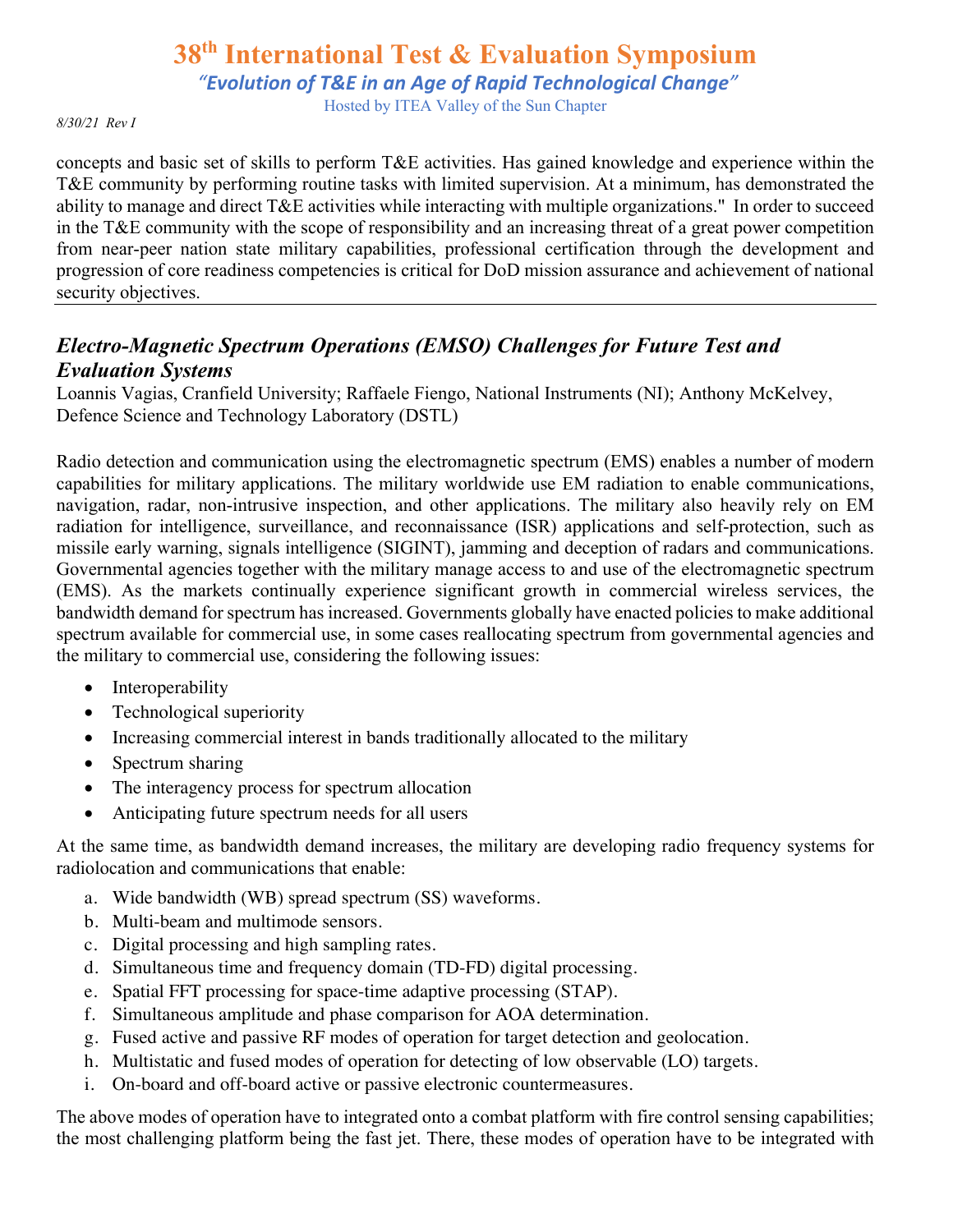concepts and basic set of skills to perform T&E activities. Has gained knowledge and experience within the T&E community by performing routine tasks with limited supervision. At a minimum, has demonstrated the ability to manage and direct T&E activities while interacting with multiple organizations." In order to succeed in the T&E community with the scope of responsibility and an increasing threat of a great power competition from near-peer nation state military capabilities, professional certification through the development and progression of core readiness competencies is critical for DoD mission assurance and achievement of national security objectives.

---

## *Electro-Magnetic Spectrum Operations (EMSO) Challenges for Future Test and Evaluation Systems*

Loannis Vagias, Cranfield University; Raffaele Fiengo, National Instruments (NI); Anthony McKelvey, Defence Science and Technology Laboratory (DSTL)

Radio detection and communication using the electromagnetic spectrum (EMS) enables a number of modern capabilities for military applications. The military worldwide use EM radiation to enable communications, navigation, radar, non-intrusive inspection, and other applications. The military also heavily rely on EM radiation for intelligence, surveillance, and reconnaissance (ISR) applications and self-protection, such as missile early warning, signals intelligence (SIGINT), jamming and deception of radars and communications. Governmental agencies together with the military manage access to and use of the electromagnetic spectrum (EMS). As the markets continually experience significant growth in commercial wireless services, the bandwidth demand for spectrum has increased. Governments globally have enacted policies to make additional spectrum available for commercial use, in some cases reallocating spectrum from governmental agencies and the military to commercial use, considering the following issues:

- Interoperability
- Technological superiority
- Increasing commercial interest in bands traditionally allocated to the military
- Spectrum sharing
- The interagency process for spectrum allocation
- Anticipating future spectrum needs for all users

At the same time, as bandwidth demand increases, the military are developing radio frequency systems for radiolocation and communications that enable:

a. Wide bandwidth (WB) spread spectrum (SS) waveforms.
b. Multi-beam and multimode sensors.
c. Digital processing and high sampling rates.
d. Simultaneous time and frequency domain (TD-FD) digital processing.
e. Spatial FFT processing for space-time adaptive processing (STAP).
f. Simultaneous amplitude and phase comparison for AOA determination.
g. Fused active and passive RF modes of operation for target detection and geolocation.
h. Multistatic and fused modes of operation for detecting of low observable (LO) targets.
i. On-board and off-board active or passive electronic countermeasures.

The above modes of operation have to integrated onto a combat platform with fire control sensing capabilities; the most challenging platform being the fast jet. There, these modes of operation have to be integrated with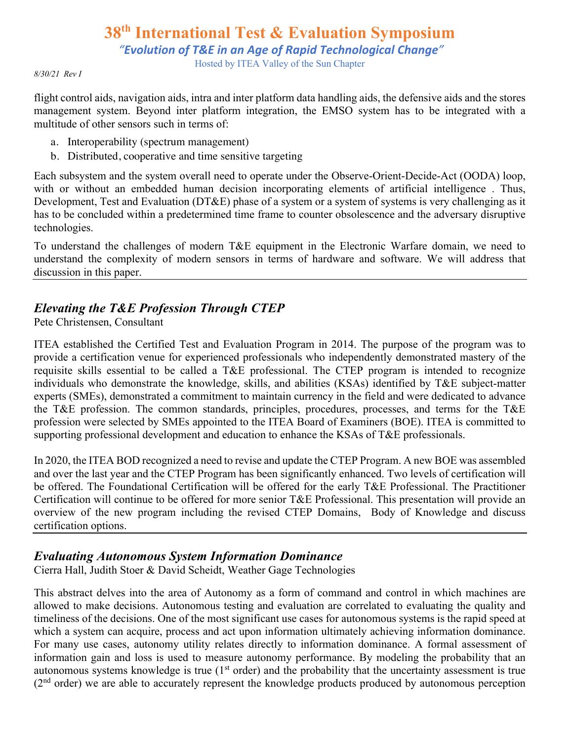flight control aids, navigation aids, intra and inter platform data handling aids, the defensive aids and the stores management system. Beyond inter platform integration, the EMSO system has to be integrated with a multitude of other sensors such in terms of:

a. Interoperability (spectrum management)
b. Distributed, cooperative and time sensitive targeting

Each subsystem and the system overall need to operate under the Observe-Orient-Decide-Act (OODA) loop, with or without an embedded human decision incorporating elements of artificial intelligence . Thus, Development, Test and Evaluation (DT&E) phase of a system or a system of systems is very challenging as it has to be concluded within a predetermined time frame to counter obsolescence and the adversary disruptive technologies.

To understand the challenges of modern T&E equipment in the Electronic Warfare domain, we need to understand the complexity of modern sensors in terms of hardware and software. We will address that discussion in this paper.

---

## *Elevating the T&E Profession Through CTEP*

Pete Christensen, Consultant

ITEA established the Certified Test and Evaluation Program in 2014. The purpose of the program was to provide a certification venue for experienced professionals who independently demonstrated mastery of the requisite skills essential to be called a T&E professional. The CTEP program is intended to recognize individuals who demonstrate the knowledge, skills, and abilities (KSAs) identified by T&E subject-matter experts (SMEs), demonstrated a commitment to maintain currency in the field and were dedicated to advance the T&E profession. The common standards, principles, procedures, processes, and terms for the T&E profession were selected by SMEs appointed to the ITEA Board of Examiners (BOE). ITEA is committed to supporting professional development and education to enhance the KSAs of T&E professionals.

In 2020, the ITEA BOD recognized a need to revise and update the CTEP Program. A new BOE was assembled and over the last year and the CTEP Program has been significantly enhanced. Two levels of certification will be offered. The Foundational Certification will be offered for the early T&E Professional. The Practitioner Certification will continue to be offered for more senior T&E Professional. This presentation will provide an overview of the new program including the revised CTEP Domains, Body of Knowledge and discuss certification options.

---

## *Evaluating Autonomous System Information Dominance*

Cierra Hall, Judith Stoer & David Scheidt, Weather Gage Technologies

This abstract delves into the area of Autonomy as a form of command and control in which machines are allowed to make decisions. Autonomous testing and evaluation are correlated to evaluating the quality and timeliness of the decisions. One of the most significant use cases for autonomous systems is the rapid speed at which a system can acquire, process and act upon information ultimately achieving information dominance. For many use cases, autonomy utility relates directly to information dominance. A formal assessment of information gain and loss is used to measure autonomy performance. By modeling the probability that an autonomous systems knowledge is true (1st order) and the probability that the uncertainty assessment is true (2nd order) we are able to accurately represent the knowledge products produced by autonomous perception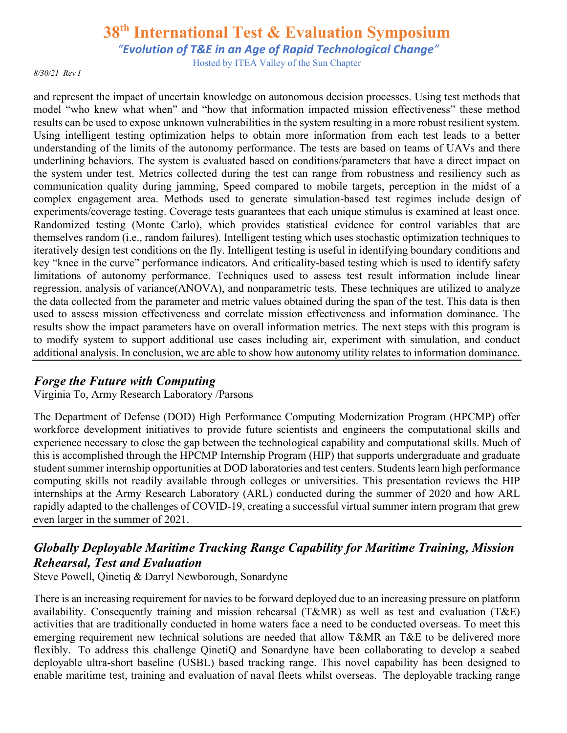and represent the impact of uncertain knowledge on autonomous decision processes. Using test methods that model "who knew what when" and "how that information impacted mission effectiveness" these method results can be used to expose unknown vulnerabilities in the system resulting in a more robust resilient system. Using intelligent testing optimization helps to obtain more information from each test leads to a better understanding of the limits of the autonomy performance. The tests are based on teams of UAVs and there underlining behaviors. The system is evaluated based on conditions/parameters that have a direct impact on the system under test. Metrics collected during the test can range from robustness and resiliency such as communication quality during jamming, Speed compared to mobile targets, perception in the midst of a complex engagement area. Methods used to generate simulation-based test regimes include design of experiments/coverage testing. Coverage tests guarantees that each unique stimulus is examined at least once. Randomized testing (Monte Carlo), which provides statistical evidence for control variables that are themselves random (i.e., random failures). Intelligent testing which uses stochastic optimization techniques to iteratively design test conditions on the fly. Intelligent testing is useful in identifying boundary conditions and key "knee in the curve" performance indicators. And criticality-based testing which is used to identify safety limitations of autonomy performance. Techniques used to assess test result information include linear regression, analysis of variance(ANOVA), and nonparametric tests. These techniques are utilized to analyze the data collected from the parameter and metric values obtained during the span of the test. This data is then used to assess mission effectiveness and correlate mission effectiveness and information dominance. The results show the impact parameters have on overall information metrics. The next steps with this program is to modify system to support additional use cases including air, experiment with simulation, and conduct additional analysis. In conclusion, we are able to show how autonomy utility relates to information dominance.

---

## *Forge the Future with Computing*

Virginia To, Army Research Laboratory /Parsons

The Department of Defense (DOD) High Performance Computing Modernization Program (HPCMP) offer workforce development initiatives to provide future scientists and engineers the computational skills and experience necessary to close the gap between the technological capability and computational skills. Much of this is accomplished through the HPCMP Internship Program (HIP) that supports undergraduate and graduate student summer internship opportunities at DOD laboratories and test centers. Students learn high performance computing skills not readily available through colleges or universities. This presentation reviews the HIP internships at the Army Research Laboratory (ARL) conducted during the summer of 2020 and how ARL rapidly adapted to the challenges of COVID-19, creating a successful virtual summer intern program that grew even larger in the summer of 2021.

---

## *Globally Deployable Maritime Tracking Range Capability for Maritime Training, Mission Rehearsal, Test and Evaluation*

Steve Powell, Qinetiq & Darryl Newborough, Sonardyne

There is an increasing requirement for navies to be forward deployed due to an increasing pressure on platform availability. Consequently training and mission rehearsal (T&MR) as well as test and evaluation (T&E) activities that are traditionally conducted in home waters face a need to be conducted overseas. To meet this emerging requirement new technical solutions are needed that allow T&MR an T&E to be delivered more flexibly. To address this challenge QinetiQ and Sonardyne have been collaborating to develop a seabed deployable ultra-short baseline (USBL) based tracking range. This novel capability has been designed to enable maritime test, training and evaluation of naval fleets whilst overseas. The deployable tracking range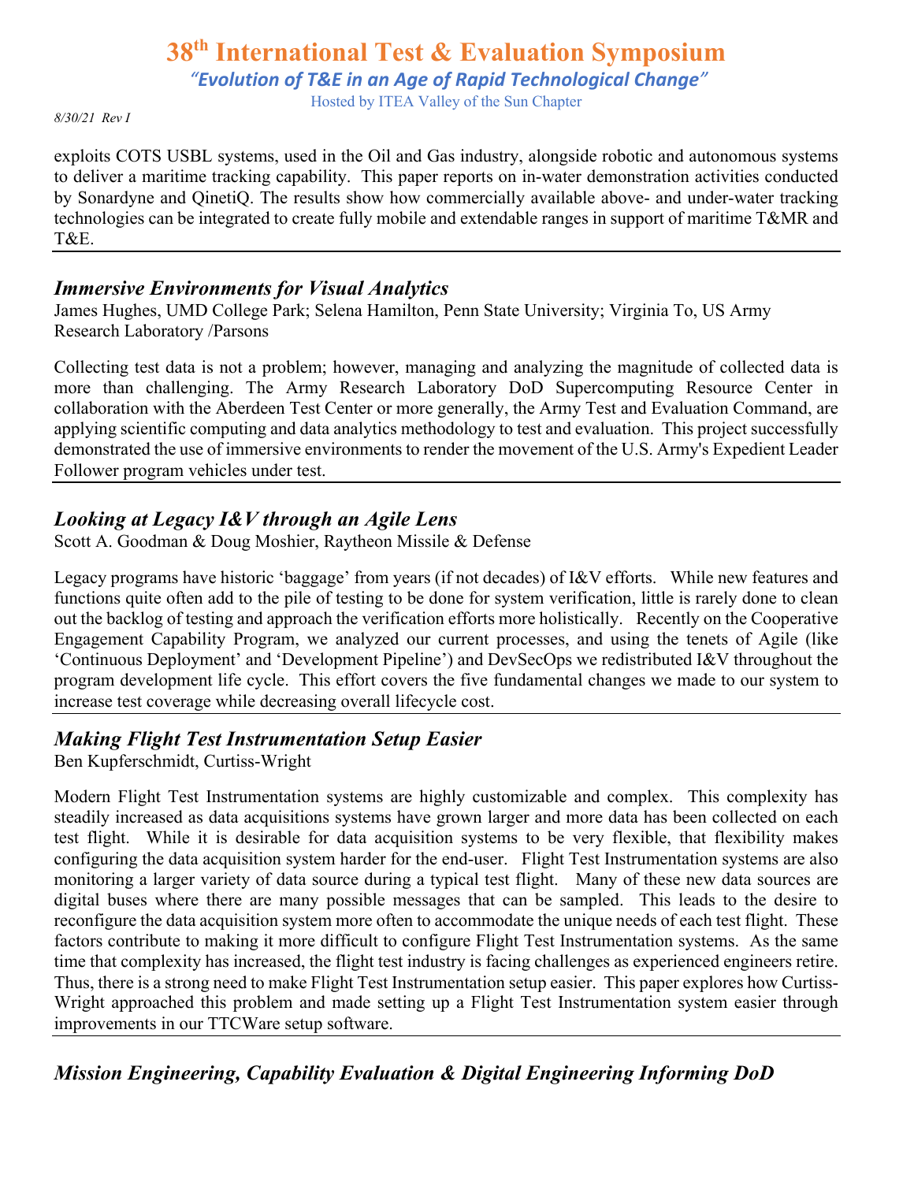exploits COTS USBL systems, used in the Oil and Gas industry, alongside robotic and autonomous systems to deliver a maritime tracking capability. This paper reports on in-water demonstration activities conducted by Sonardyne and QinetiQ. The results show how commercially available above- and under-water tracking technologies can be integrated to create fully mobile and extendable ranges in support of maritime T&MR and T&E.

---

## *Immersive Environments for Visual Analytics*

James Hughes, UMD College Park; Selena Hamilton, Penn State University; Virginia To, US Army Research Laboratory /Parsons

Collecting test data is not a problem; however, managing and analyzing the magnitude of collected data is more than challenging. The Army Research Laboratory DoD Supercomputing Resource Center in collaboration with the Aberdeen Test Center or more generally, the Army Test and Evaluation Command, are applying scientific computing and data analytics methodology to test and evaluation. This project successfully demonstrated the use of immersive environments to render the movement of the U.S. Army's Expedient Leader Follower program vehicles under test.

---

## *Looking at Legacy I&V through an Agile Lens*

Scott A. Goodman & Doug Moshier, Raytheon Missile & Defense

Legacy programs have historic 'baggage' from years (if not decades) of I&V efforts. While new features and functions quite often add to the pile of testing to be done for system verification, little is rarely done to clean out the backlog of testing and approach the verification efforts more holistically. Recently on the Cooperative Engagement Capability Program, we analyzed our current processes, and using the tenets of Agile (like 'Continuous Deployment' and 'Development Pipeline') and DevSecOps we redistributed I&V throughout the program development life cycle. This effort covers the five fundamental changes we made to our system to increase test coverage while decreasing overall lifecycle cost.

---

## *Making Flight Test Instrumentation Setup Easier*

Ben Kupferschmidt, Curtiss-Wright

Modern Flight Test Instrumentation systems are highly customizable and complex. This complexity has steadily increased as data acquisitions systems have grown larger and more data has been collected on each test flight. While it is desirable for data acquisition systems to be very flexible, that flexibility makes configuring the data acquisition system harder for the end-user. Flight Test Instrumentation systems are also monitoring a larger variety of data source during a typical test flight. Many of these new data sources are digital buses where there are many possible messages that can be sampled. This leads to the desire to reconfigure the data acquisition system more often to accommodate the unique needs of each test flight. These factors contribute to making it more difficult to configure Flight Test Instrumentation systems. As the same time that complexity has increased, the flight test industry is facing challenges as experienced engineers retire. Thus, there is a strong need to make Flight Test Instrumentation setup easier. This paper explores how Curtiss-Wright approached this problem and made setting up a Flight Test Instrumentation system easier through improvements in our TTCWare setup software.

---

## *Mission Engineering, Capability Evaluation & Digital Engineering Informing DoD*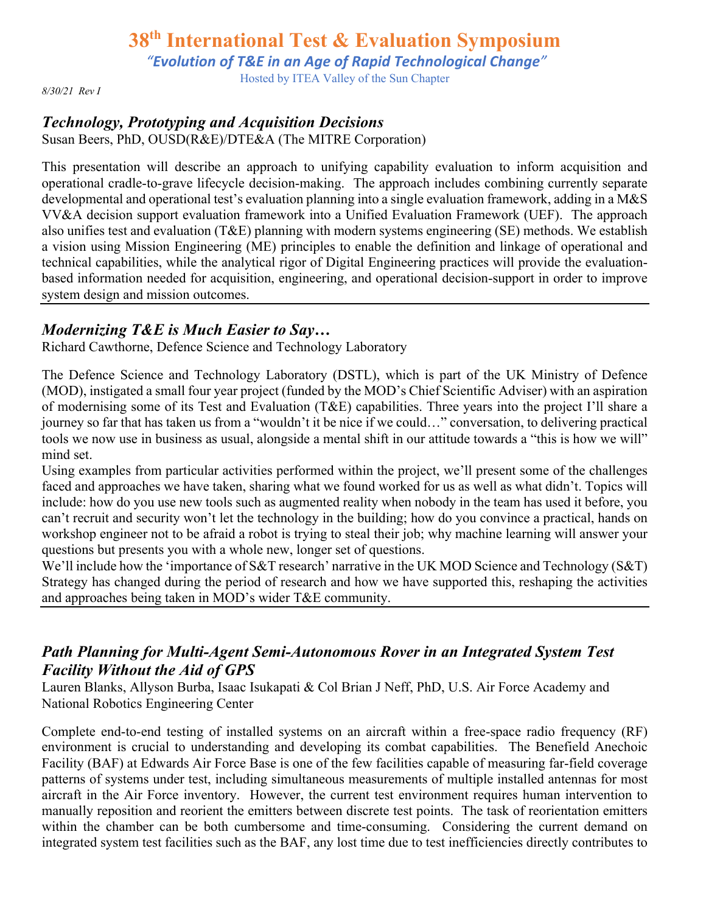# 38th International Test & Evaluation Symposium

*"Evolution of T&E in an Age of Rapid Technological Change"*

Hosted by ITEA Valley of the Sun Chapter

*8/30/21 Rev I*

## *Technology, Prototyping and Acquisition Decisions*

Susan Beers, PhD, OUSD(R&E)/DTE&A (The MITRE Corporation)

This presentation will describe an approach to unifying capability evaluation to inform acquisition and operational cradle-to-grave lifecycle decision-making. The approach includes combining currently separate developmental and operational test's evaluation planning into a single evaluation framework, adding in a M&S VV&A decision support evaluation framework into a Unified Evaluation Framework (UEF). The approach also unifies test and evaluation (T&E) planning with modern systems engineering (SE) methods. We establish a vision using Mission Engineering (ME) principles to enable the definition and linkage of operational and technical capabilities, while the analytical rigor of Digital Engineering practices will provide the evaluation-based information needed for acquisition, engineering, and operational decision-support in order to improve system design and mission outcomes.

---

## *Modernizing T&E is Much Easier to Say…*

Richard Cawthorne, Defence Science and Technology Laboratory

The Defence Science and Technology Laboratory (DSTL), which is part of the UK Ministry of Defence (MOD), instigated a small four year project (funded by the MOD's Chief Scientific Adviser) with an aspiration of modernising some of its Test and Evaluation (T&E) capabilities. Three years into the project I'll share a journey so far that has taken us from a "wouldn't it be nice if we could…" conversation, to delivering practical tools we now use in business as usual, alongside a mental shift in our attitude towards a "this is how we will" mind set.

Using examples from particular activities performed within the project, we'll present some of the challenges faced and approaches we have taken, sharing what we found worked for us as well as what didn't. Topics will include: how do you use new tools such as augmented reality when nobody in the team has used it before, you can't recruit and security won't let the technology in the building; how do you convince a practical, hands on workshop engineer not to be afraid a robot is trying to steal their job; why machine learning will answer your questions but presents you with a whole new, longer set of questions.

We'll include how the 'importance of S&T research' narrative in the UK MOD Science and Technology (S&T) Strategy has changed during the period of research and how we have supported this, reshaping the activities and approaches being taken in MOD's wider T&E community.

---

## *Path Planning for Multi-Agent Semi-Autonomous Rover in an Integrated System Test Facility Without the Aid of GPS*

Lauren Blanks, Allyson Burba, Isaac Isukapati & Col Brian J Neff, PhD, U.S. Air Force Academy and National Robotics Engineering Center

Complete end-to-end testing of installed systems on an aircraft within a free-space radio frequency (RF) environment is crucial to understanding and developing its combat capabilities. The Benefield Anechoic Facility (BAF) at Edwards Air Force Base is one of the few facilities capable of measuring far-field coverage patterns of systems under test, including simultaneous measurements of multiple installed antennas for most aircraft in the Air Force inventory. However, the current test environment requires human intervention to manually reposition and reorient the emitters between discrete test points. The task of reorientation emitters within the chamber can be both cumbersome and time-consuming. Considering the current demand on integrated system test facilities such as the BAF, any lost time due to test inefficiencies directly contributes to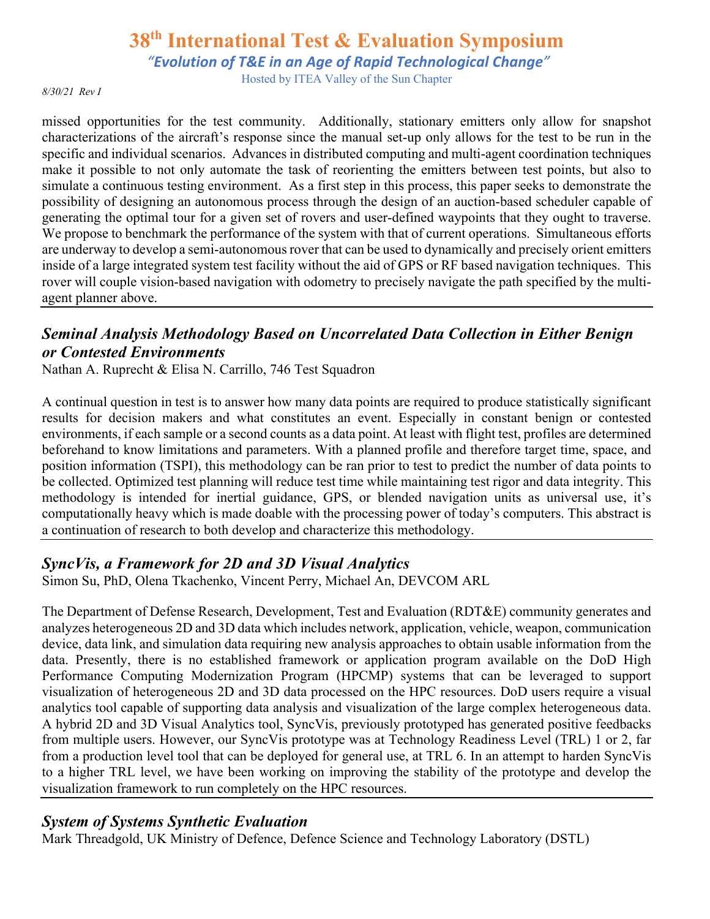missed opportunities for the test community. Additionally, stationary emitters only allow for snapshot characterizations of the aircraft's response since the manual set-up only allows for the test to be run in the specific and individual scenarios. Advances in distributed computing and multi-agent coordination techniques make it possible to not only automate the task of reorienting the emitters between test points, but also to simulate a continuous testing environment. As a first step in this process, this paper seeks to demonstrate the possibility of designing an autonomous process through the design of an auction-based scheduler capable of generating the optimal tour for a given set of rovers and user-defined waypoints that they ought to traverse. We propose to benchmark the performance of the system with that of current operations. Simultaneous efforts are underway to develop a semi-autonomous rover that can be used to dynamically and precisely orient emitters inside of a large integrated system test facility without the aid of GPS or RF based navigation techniques. This rover will couple vision-based navigation with odometry to precisely navigate the path specified by the multi-agent planner above.

---

## *Seminal Analysis Methodology Based on Uncorrelated Data Collection in Either Benign or Contested Environments*

Nathan A. Ruprecht & Elisa N. Carrillo, 746 Test Squadron

A continual question in test is to answer how many data points are required to produce statistically significant results for decision makers and what constitutes an event. Especially in constant benign or contested environments, if each sample or a second counts as a data point. At least with flight test, profiles are determined beforehand to know limitations and parameters. With a planned profile and therefore target time, space, and position information (TSPI), this methodology can be ran prior to test to predict the number of data points to be collected. Optimized test planning will reduce test time while maintaining test rigor and data integrity. This methodology is intended for inertial guidance, GPS, or blended navigation units as universal use, it's computationally heavy which is made doable with the processing power of today's computers. This abstract is a continuation of research to both develop and characterize this methodology.

---

## *SyncVis, a Framework for 2D and 3D Visual Analytics*

Simon Su, PhD, Olena Tkachenko, Vincent Perry, Michael An, DEVCOM ARL

The Department of Defense Research, Development, Test and Evaluation (RDT&E) community generates and analyzes heterogeneous 2D and 3D data which includes network, application, vehicle, weapon, communication device, data link, and simulation data requiring new analysis approaches to obtain usable information from the data. Presently, there is no established framework or application program available on the DoD High Performance Computing Modernization Program (HPCMP) systems that can be leveraged to support visualization of heterogeneous 2D and 3D data processed on the HPC resources. DoD users require a visual analytics tool capable of supporting data analysis and visualization of the large complex heterogeneous data. A hybrid 2D and 3D Visual Analytics tool, SyncVis, previously prototyped has generated positive feedbacks from multiple users. However, our SyncVis prototype was at Technology Readiness Level (TRL) 1 or 2, far from a production level tool that can be deployed for general use, at TRL 6. In an attempt to harden SyncVis to a higher TRL level, we have been working on improving the stability of the prototype and develop the visualization framework to run completely on the HPC resources.

---

## *System of Systems Synthetic Evaluation*

Mark Threadgold, UK Ministry of Defence, Defence Science and Technology Laboratory (DSTL)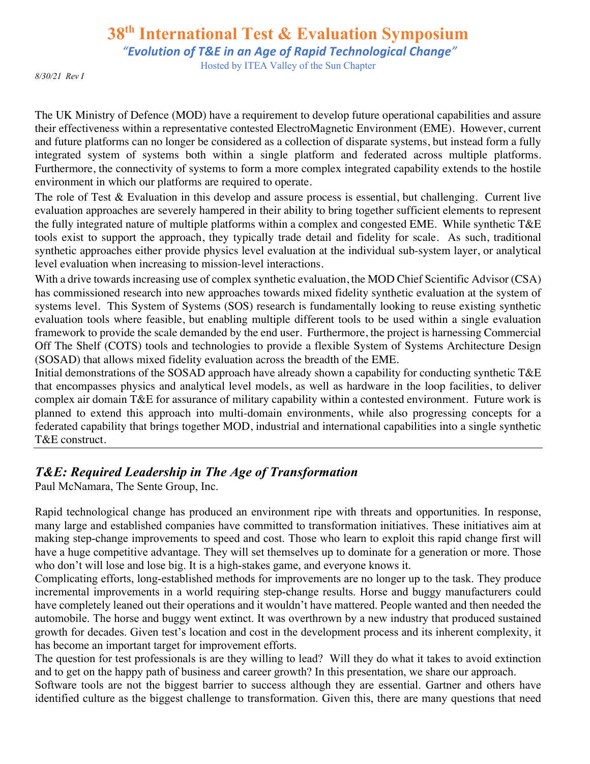The UK Ministry of Defence (MOD) have a requirement to develop future operational capabilities and assure their effectiveness within a representative contested ElectroMagnetic Environment (EME). However, current and future platforms can no longer be considered as a collection of disparate systems, but instead form a fully integrated system of systems both within a single platform and federated across multiple platforms. Furthermore, the connectivity of systems to form a more complex integrated capability extends to the hostile environment in which our platforms are required to operate.

The role of Test & Evaluation in this develop and assure process is essential, but challenging. Current live evaluation approaches are severely hampered in their ability to bring together sufficient elements to represent the fully integrated nature of multiple platforms within a complex and congested EME. While synthetic T&E tools exist to support the approach, they typically trade detail and fidelity for scale. As such, traditional synthetic approaches either provide physics level evaluation at the individual sub-system layer, or analytical level evaluation when increasing to mission-level interactions.

With a drive towards increasing use of complex synthetic evaluation, the MOD Chief Scientific Advisor (CSA) has commissioned research into new approaches towards mixed fidelity synthetic evaluation at the system of systems level. This System of Systems (SOS) research is fundamentally looking to reuse existing synthetic evaluation tools where feasible, but enabling multiple different tools to be used within a single evaluation framework to provide the scale demanded by the end user. Furthermore, the project is harnessing Commercial Off The Shelf (COTS) tools and technologies to provide a flexible System of Systems Architecture Design (SOSAD) that allows mixed fidelity evaluation across the breadth of the EME.

Initial demonstrations of the SOSAD approach have already shown a capability for conducting synthetic T&E that encompasses physics and analytical level models, as well as hardware in the loop facilities, to deliver complex air domain T&E for assurance of military capability within a contested environment. Future work is planned to extend this approach into multi-domain environments, while also progressing concepts for a federated capability that brings together MOD, industrial and international capabilities into a single synthetic T&E construct.

---

## *T&E: Required Leadership in The Age of Transformation*

Paul McNamara, The Sente Group, Inc.

Rapid technological change has produced an environment ripe with threats and opportunities. In response, many large and established companies have committed to transformation initiatives. These initiatives aim at making step-change improvements to speed and cost. Those who learn to exploit this rapid change first will have a huge competitive advantage. They will set themselves up to dominate for a generation or more. Those who don't will lose and lose big. It is a high-stakes game, and everyone knows it.

Complicating efforts, long-established methods for improvements are no longer up to the task. They produce incremental improvements in a world requiring step-change results. Horse and buggy manufacturers could have completely leaned out their operations and it wouldn't have mattered. People wanted and then needed the automobile. The horse and buggy went extinct. It was overthrown by a new industry that produced sustained growth for decades. Given test's location and cost in the development process and its inherent complexity, it has become an important target for improvement efforts.

The question for test professionals is are they willing to lead? Will they do what it takes to avoid extinction and to get on the happy path of business and career growth? In this presentation, we share our approach.

Software tools are not the biggest barrier to success although they are essential. Gartner and others have identified culture as the biggest challenge to transformation. Given this, there are many questions that need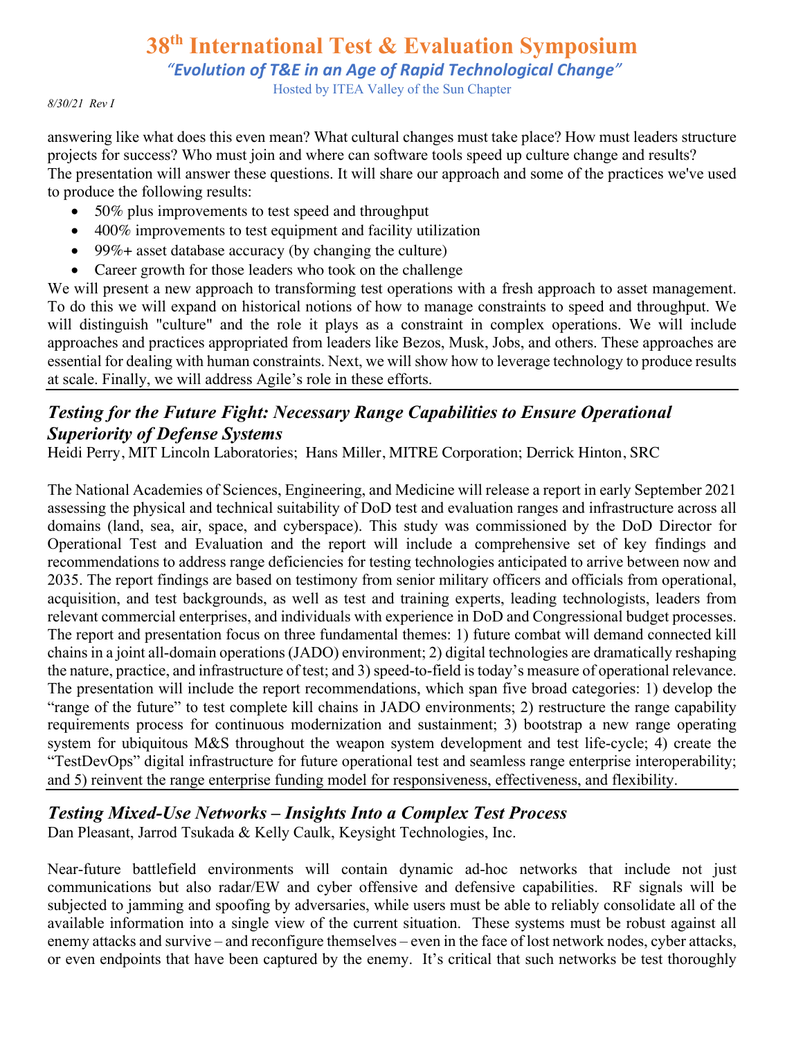answering like what does this even mean? What cultural changes must take place? How must leaders structure projects for success? Who must join and where can software tools speed up culture change and results? The presentation will answer these questions. It will share our approach and some of the practices we've used to produce the following results:

- 50% plus improvements to test speed and throughput
- 400% improvements to test equipment and facility utilization
- 99%+ asset database accuracy (by changing the culture)
- Career growth for those leaders who took on the challenge

We will present a new approach to transforming test operations with a fresh approach to asset management. To do this we will expand on historical notions of how to manage constraints to speed and throughput. We will distinguish "culture" and the role it plays as a constraint in complex operations. We will include approaches and practices appropriated from leaders like Bezos, Musk, Jobs, and others. These approaches are essential for dealing with human constraints. Next, we will show how to leverage technology to produce results at scale. Finally, we will address Agile's role in these efforts.

---

## *Testing for the Future Fight: Necessary Range Capabilities to Ensure Operational Superiority of Defense Systems*

Heidi Perry, MIT Lincoln Laboratories; Hans Miller, MITRE Corporation; Derrick Hinton, SRC

The National Academies of Sciences, Engineering, and Medicine will release a report in early September 2021 assessing the physical and technical suitability of DoD test and evaluation ranges and infrastructure across all domains (land, sea, air, space, and cyberspace). This study was commissioned by the DoD Director for Operational Test and Evaluation and the report will include a comprehensive set of key findings and recommendations to address range deficiencies for testing technologies anticipated to arrive between now and 2035. The report findings are based on testimony from senior military officers and officials from operational, acquisition, and test backgrounds, as well as test and training experts, leading technologists, leaders from relevant commercial enterprises, and individuals with experience in DoD and Congressional budget processes. The report and presentation focus on three fundamental themes: 1) future combat will demand connected kill chains in a joint all-domain operations (JADO) environment; 2) digital technologies are dramatically reshaping the nature, practice, and infrastructure of test; and 3) speed-to-field is today's measure of operational relevance. The presentation will include the report recommendations, which span five broad categories: 1) develop the "range of the future" to test complete kill chains in JADO environments; 2) restructure the range capability requirements process for continuous modernization and sustainment; 3) bootstrap a new range operating system for ubiquitous M&S throughout the weapon system development and test life-cycle; 4) create the "TestDevOps" digital infrastructure for future operational test and seamless range enterprise interoperability; and 5) reinvent the range enterprise funding model for responsiveness, effectiveness, and flexibility.

---

## *Testing Mixed-Use Networks – Insights Into a Complex Test Process*

Dan Pleasant, Jarrod Tsukada & Kelly Caulk, Keysight Technologies, Inc.

Near-future battlefield environments will contain dynamic ad-hoc networks that include not just communications but also radar/EW and cyber offensive and defensive capabilities. RF signals will be subjected to jamming and spoofing by adversaries, while users must be able to reliably consolidate all of the available information into a single view of the current situation. These systems must be robust against all enemy attacks and survive – and reconfigure themselves – even in the face of lost network nodes, cyber attacks, or even endpoints that have been captured by the enemy. It's critical that such networks be test thoroughly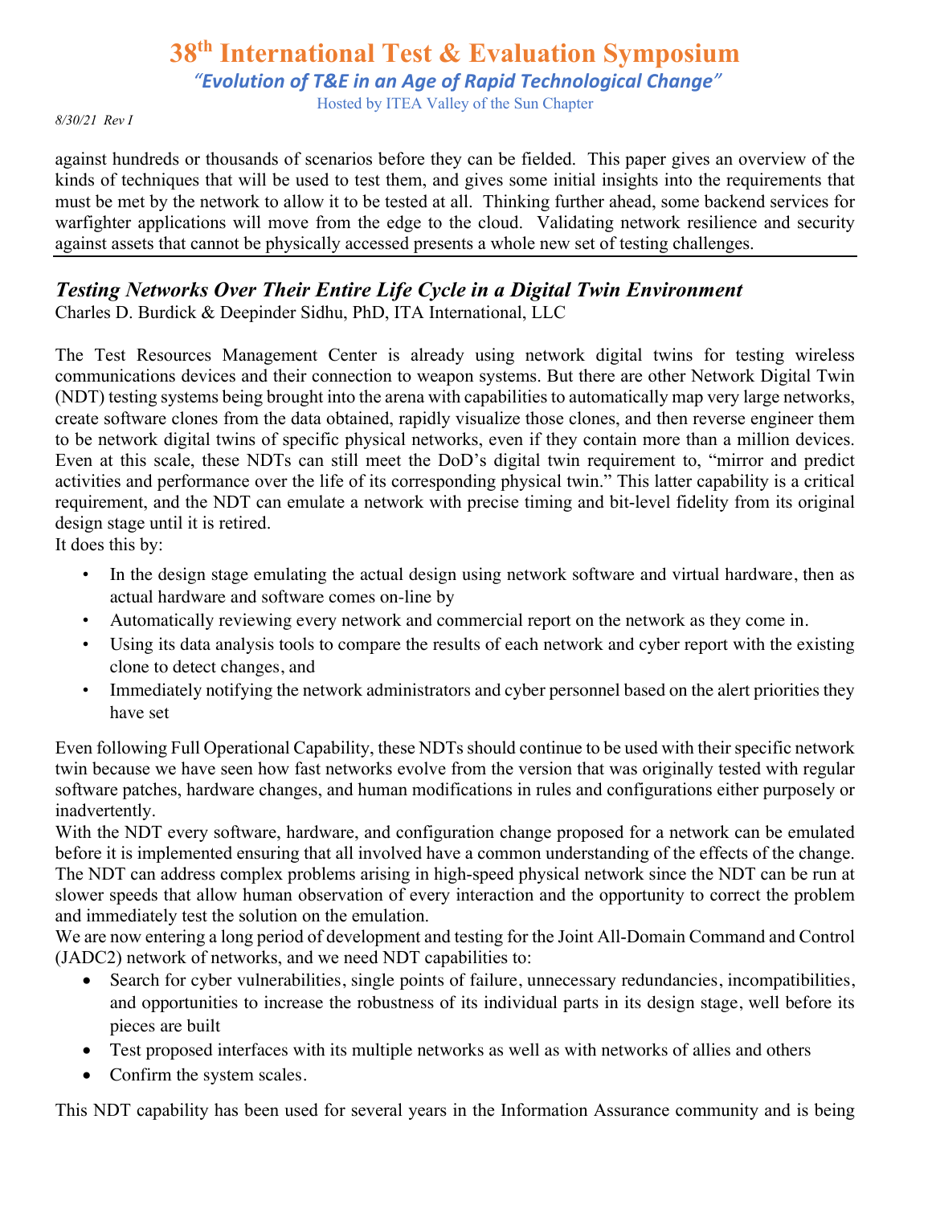against hundreds or thousands of scenarios before they can be fielded. This paper gives an overview of the kinds of techniques that will be used to test them, and gives some initial insights into the requirements that must be met by the network to allow it to be tested at all. Thinking further ahead, some backend services for warfighter applications will move from the edge to the cloud. Validating network resilience and security against assets that cannot be physically accessed presents a whole new set of testing challenges.

---

## *Testing Networks Over Their Entire Life Cycle in a Digital Twin Environment*

Charles D. Burdick & Deepinder Sidhu, PhD, ITA International, LLC

The Test Resources Management Center is already using network digital twins for testing wireless communications devices and their connection to weapon systems. But there are other Network Digital Twin (NDT) testing systems being brought into the arena with capabilities to automatically map very large networks, create software clones from the data obtained, rapidly visualize those clones, and then reverse engineer them to be network digital twins of specific physical networks, even if they contain more than a million devices. Even at this scale, these NDTs can still meet the DoD's digital twin requirement to, "mirror and predict activities and performance over the life of its corresponding physical twin." This latter capability is a critical requirement, and the NDT can emulate a network with precise timing and bit-level fidelity from its original design stage until it is retired.

It does this by:

- In the design stage emulating the actual design using network software and virtual hardware, then as actual hardware and software comes on-line by
- Automatically reviewing every network and commercial report on the network as they come in.
- Using its data analysis tools to compare the results of each network and cyber report with the existing clone to detect changes, and
- Immediately notifying the network administrators and cyber personnel based on the alert priorities they have set

Even following Full Operational Capability, these NDTs should continue to be used with their specific network twin because we have seen how fast networks evolve from the version that was originally tested with regular software patches, hardware changes, and human modifications in rules and configurations either purposely or inadvertently.

With the NDT every software, hardware, and configuration change proposed for a network can be emulated before it is implemented ensuring that all involved have a common understanding of the effects of the change. The NDT can address complex problems arising in high-speed physical network since the NDT can be run at slower speeds that allow human observation of every interaction and the opportunity to correct the problem and immediately test the solution on the emulation.

We are now entering a long period of development and testing for the Joint All-Domain Command and Control (JADC2) network of networks, and we need NDT capabilities to:

- Search for cyber vulnerabilities, single points of failure, unnecessary redundancies, incompatibilities, and opportunities to increase the robustness of its individual parts in its design stage, well before its pieces are built
- Test proposed interfaces with its multiple networks as well as with networks of allies and others
- Confirm the system scales.

This NDT capability has been used for several years in the Information Assurance community and is being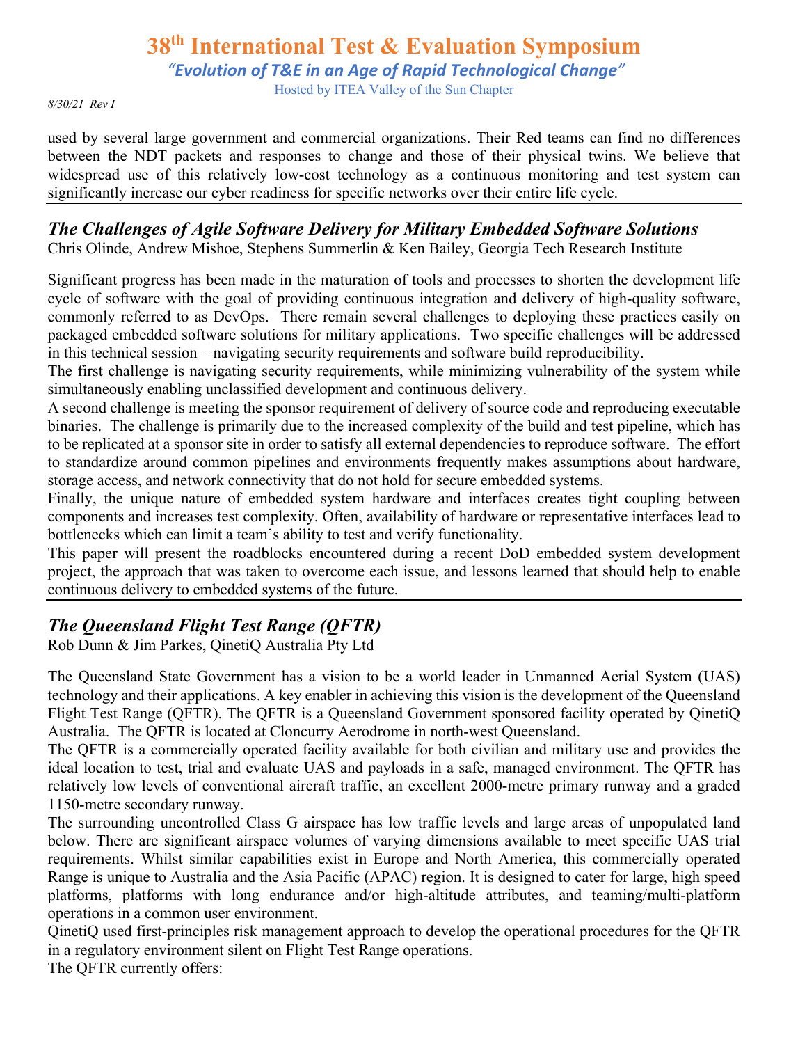used by several large government and commercial organizations. Their Red teams can find no differences between the NDT packets and responses to change and those of their physical twins. We believe that widespread use of this relatively low-cost technology as a continuous monitoring and test system can significantly increase our cyber readiness for specific networks over their entire life cycle.

---

## *The Challenges of Agile Software Delivery for Military Embedded Software Solutions*

Chris Olinde, Andrew Mishoe, Stephens Summerlin & Ken Bailey, Georgia Tech Research Institute

Significant progress has been made in the maturation of tools and processes to shorten the development life cycle of software with the goal of providing continuous integration and delivery of high-quality software, commonly referred to as DevOps. There remain several challenges to deploying these practices easily on packaged embedded software solutions for military applications. Two specific challenges will be addressed in this technical session – navigating security requirements and software build reproducibility.

The first challenge is navigating security requirements, while minimizing vulnerability of the system while simultaneously enabling unclassified development and continuous delivery.

A second challenge is meeting the sponsor requirement of delivery of source code and reproducing executable binaries. The challenge is primarily due to the increased complexity of the build and test pipeline, which has to be replicated at a sponsor site in order to satisfy all external dependencies to reproduce software. The effort to standardize around common pipelines and environments frequently makes assumptions about hardware, storage access, and network connectivity that do not hold for secure embedded systems.

Finally, the unique nature of embedded system hardware and interfaces creates tight coupling between components and increases test complexity. Often, availability of hardware or representative interfaces lead to bottlenecks which can limit a team's ability to test and verify functionality.

This paper will present the roadblocks encountered during a recent DoD embedded system development project, the approach that was taken to overcome each issue, and lessons learned that should help to enable continuous delivery to embedded systems of the future.

---

## *The Queensland Flight Test Range (QFTR)*

Rob Dunn & Jim Parkes, QinetiQ Australia Pty Ltd

The Queensland State Government has a vision to be a world leader in Unmanned Aerial System (UAS) technology and their applications. A key enabler in achieving this vision is the development of the Queensland Flight Test Range (QFTR). The QFTR is a Queensland Government sponsored facility operated by QinetiQ Australia. The QFTR is located at Cloncurry Aerodrome in north-west Queensland.

The QFTR is a commercially operated facility available for both civilian and military use and provides the ideal location to test, trial and evaluate UAS and payloads in a safe, managed environment. The QFTR has relatively low levels of conventional aircraft traffic, an excellent 2000-metre primary runway and a graded 1150-metre secondary runway.

The surrounding uncontrolled Class G airspace has low traffic levels and large areas of unpopulated land below. There are significant airspace volumes of varying dimensions available to meet specific UAS trial requirements. Whilst similar capabilities exist in Europe and North America, this commercially operated Range is unique to Australia and the Asia Pacific (APAC) region. It is designed to cater for large, high speed platforms, platforms with long endurance and/or high-altitude attributes, and teaming/multi-platform operations in a common user environment.

QinetiQ used first-principles risk management approach to develop the operational procedures for the QFTR in a regulatory environment silent on Flight Test Range operations.

The QFTR currently offers: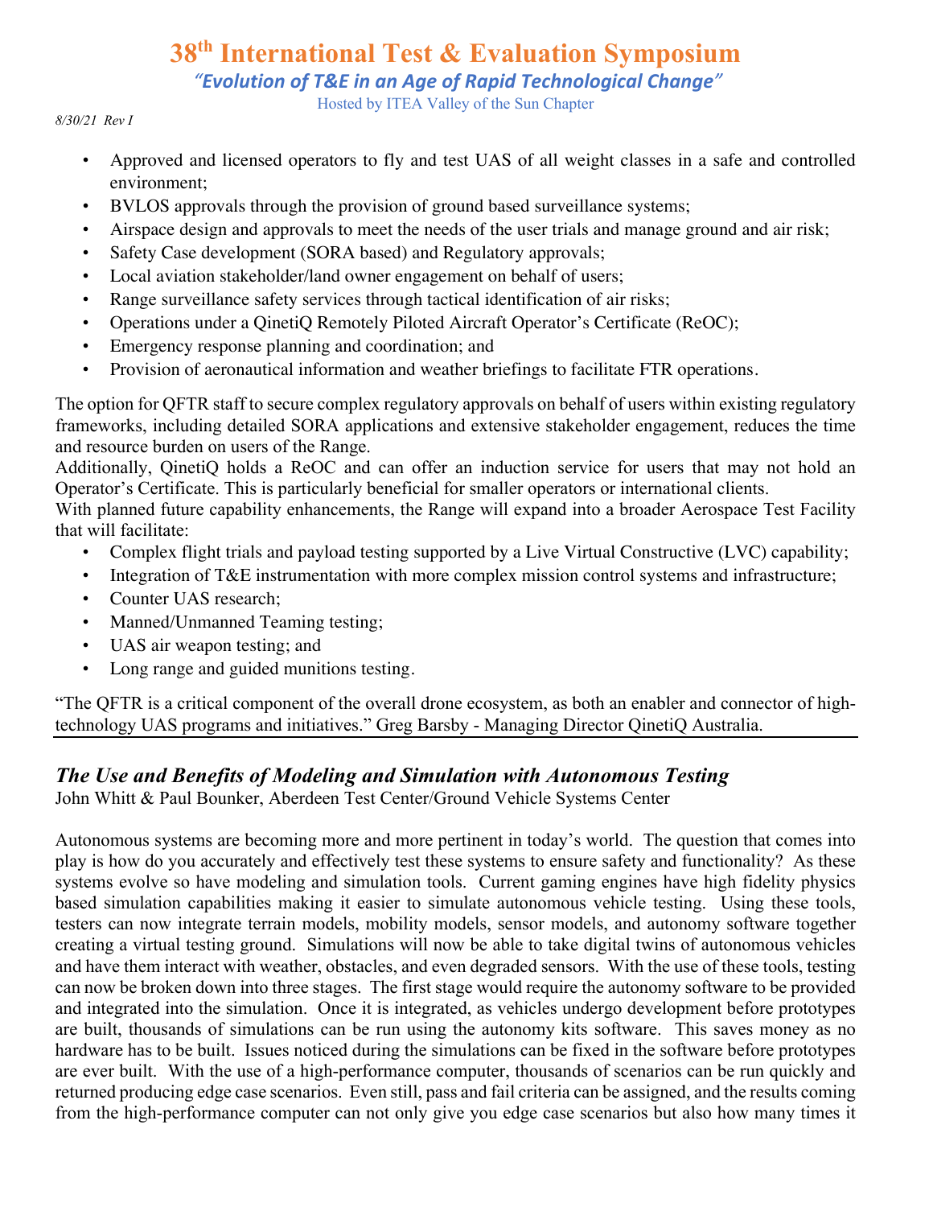- Approved and licensed operators to fly and test UAS of all weight classes in a safe and controlled environment;
- BVLOS approvals through the provision of ground based surveillance systems;
- Airspace design and approvals to meet the needs of the user trials and manage ground and air risk;
- Safety Case development (SORA based) and Regulatory approvals;
- Local aviation stakeholder/land owner engagement on behalf of users;
- Range surveillance safety services through tactical identification of air risks;
- Operations under a QinetiQ Remotely Piloted Aircraft Operator's Certificate (ReOC);
- Emergency response planning and coordination; and
- Provision of aeronautical information and weather briefings to facilitate FTR operations.

The option for QFTR staff to secure complex regulatory approvals on behalf of users within existing regulatory frameworks, including detailed SORA applications and extensive stakeholder engagement, reduces the time and resource burden on users of the Range.

Additionally, QinetiQ holds a ReOC and can offer an induction service for users that may not hold an Operator's Certificate. This is particularly beneficial for smaller operators or international clients.

With planned future capability enhancements, the Range will expand into a broader Aerospace Test Facility that will facilitate:

- Complex flight trials and payload testing supported by a Live Virtual Constructive (LVC) capability;
- Integration of T&E instrumentation with more complex mission control systems and infrastructure;
- Counter UAS research;
- Manned/Unmanned Teaming testing;
- UAS air weapon testing; and
- Long range and guided munitions testing.

"The QFTR is a critical component of the overall drone ecosystem, as both an enabler and connector of high-technology UAS programs and initiatives." Greg Barsby - Managing Director QinetiQ Australia.

## *The Use and Benefits of Modeling and Simulation with Autonomous Testing*

John Whitt & Paul Bounker, Aberdeen Test Center/Ground Vehicle Systems Center

Autonomous systems are becoming more and more pertinent in today's world. The question that comes into play is how do you accurately and effectively test these systems to ensure safety and functionality? As these systems evolve so have modeling and simulation tools. Current gaming engines have high fidelity physics based simulation capabilities making it easier to simulate autonomous vehicle testing. Using these tools, testers can now integrate terrain models, mobility models, sensor models, and autonomy software together creating a virtual testing ground. Simulations will now be able to take digital twins of autonomous vehicles and have them interact with weather, obstacles, and even degraded sensors. With the use of these tools, testing can now be broken down into three stages. The first stage would require the autonomy software to be provided and integrated into the simulation. Once it is integrated, as vehicles undergo development before prototypes are built, thousands of simulations can be run using the autonomy kits software. This saves money as no hardware has to be built. Issues noticed during the simulations can be fixed in the software before prototypes are ever built. With the use of a high-performance computer, thousands of scenarios can be run quickly and returned producing edge case scenarios. Even still, pass and fail criteria can be assigned, and the results coming from the high-performance computer can not only give you edge case scenarios but also how many times it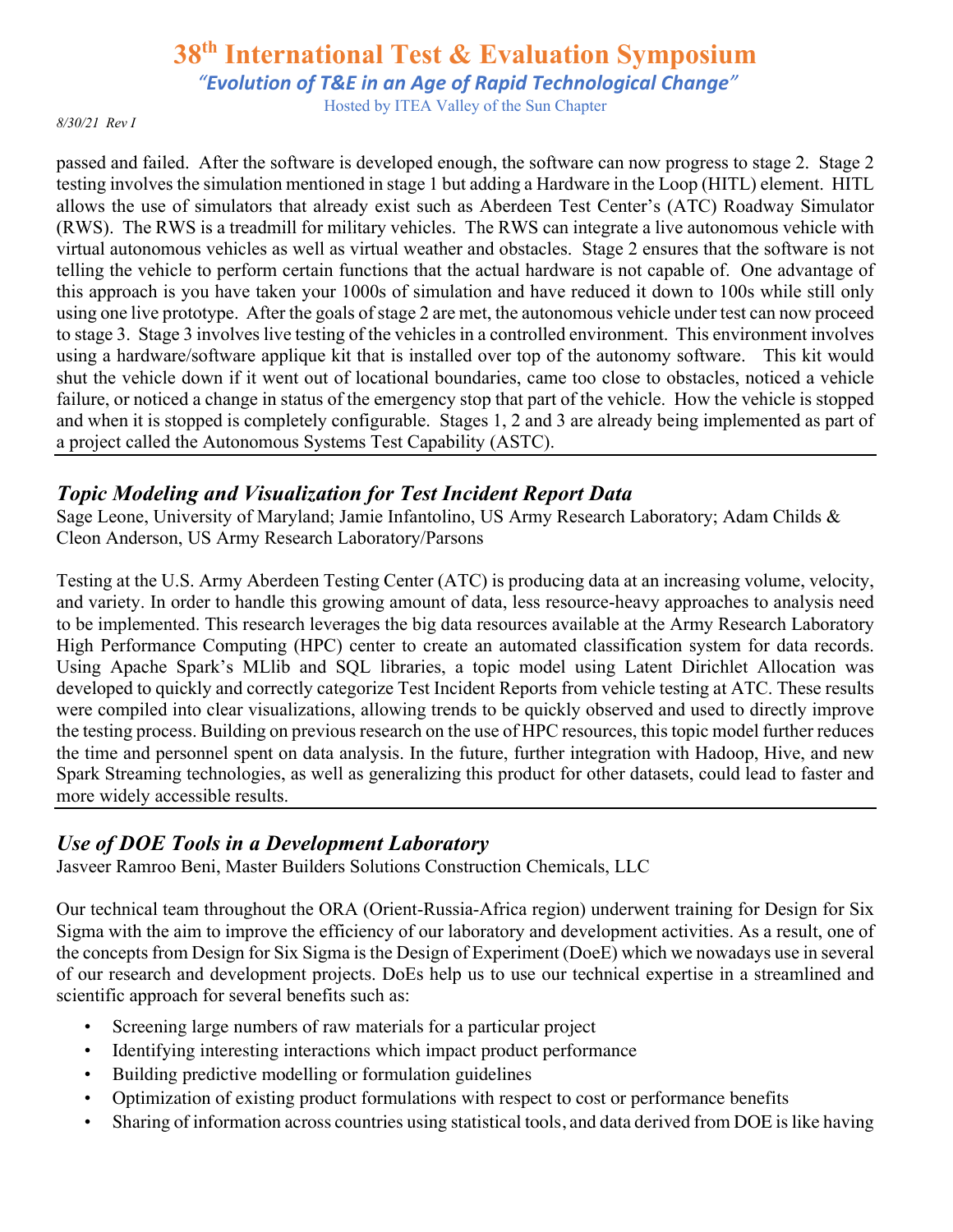passed and failed. After the software is developed enough, the software can now progress to stage 2. Stage 2 testing involves the simulation mentioned in stage 1 but adding a Hardware in the Loop (HITL) element. HITL allows the use of simulators that already exist such as Aberdeen Test Center's (ATC) Roadway Simulator (RWS). The RWS is a treadmill for military vehicles. The RWS can integrate a live autonomous vehicle with virtual autonomous vehicles as well as virtual weather and obstacles. Stage 2 ensures that the software is not telling the vehicle to perform certain functions that the actual hardware is not capable of. One advantage of this approach is you have taken your 1000s of simulation and have reduced it down to 100s while still only using one live prototype. After the goals of stage 2 are met, the autonomous vehicle under test can now proceed to stage 3. Stage 3 involves live testing of the vehicles in a controlled environment. This environment involves using a hardware/software applique kit that is installed over top of the autonomy software. This kit would shut the vehicle down if it went out of locational boundaries, came too close to obstacles, noticed a vehicle failure, or noticed a change in status of the emergency stop that part of the vehicle. How the vehicle is stopped and when it is stopped is completely configurable. Stages 1, 2 and 3 are already being implemented as part of a project called the Autonomous Systems Test Capability (ASTC).

---

## *Topic Modeling and Visualization for Test Incident Report Data*

Sage Leone, University of Maryland; Jamie Infantolino, US Army Research Laboratory; Adam Childs & Cleon Anderson, US Army Research Laboratory/Parsons

Testing at the U.S. Army Aberdeen Testing Center (ATC) is producing data at an increasing volume, velocity, and variety. In order to handle this growing amount of data, less resource-heavy approaches to analysis need to be implemented. This research leverages the big data resources available at the Army Research Laboratory High Performance Computing (HPC) center to create an automated classification system for data records. Using Apache Spark's MLlib and SQL libraries, a topic model using Latent Dirichlet Allocation was developed to quickly and correctly categorize Test Incident Reports from vehicle testing at ATC. These results were compiled into clear visualizations, allowing trends to be quickly observed and used to directly improve the testing process. Building on previous research on the use of HPC resources, this topic model further reduces the time and personnel spent on data analysis. In the future, further integration with Hadoop, Hive, and new Spark Streaming technologies, as well as generalizing this product for other datasets, could lead to faster and more widely accessible results.

---

## *Use of DOE Tools in a Development Laboratory*

Jasveer Ramroo Beni, Master Builders Solutions Construction Chemicals, LLC

Our technical team throughout the ORA (Orient-Russia-Africa region) underwent training for Design for Six Sigma with the aim to improve the efficiency of our laboratory and development activities. As a result, one of the concepts from Design for Six Sigma is the Design of Experiment (DoeE) which we nowadays use in several of our research and development projects. DoEs help us to use our technical expertise in a streamlined and scientific approach for several benefits such as:

- Screening large numbers of raw materials for a particular project
- Identifying interesting interactions which impact product performance
- Building predictive modelling or formulation guidelines
- Optimization of existing product formulations with respect to cost or performance benefits
- Sharing of information across countries using statistical tools, and data derived from DOE is like having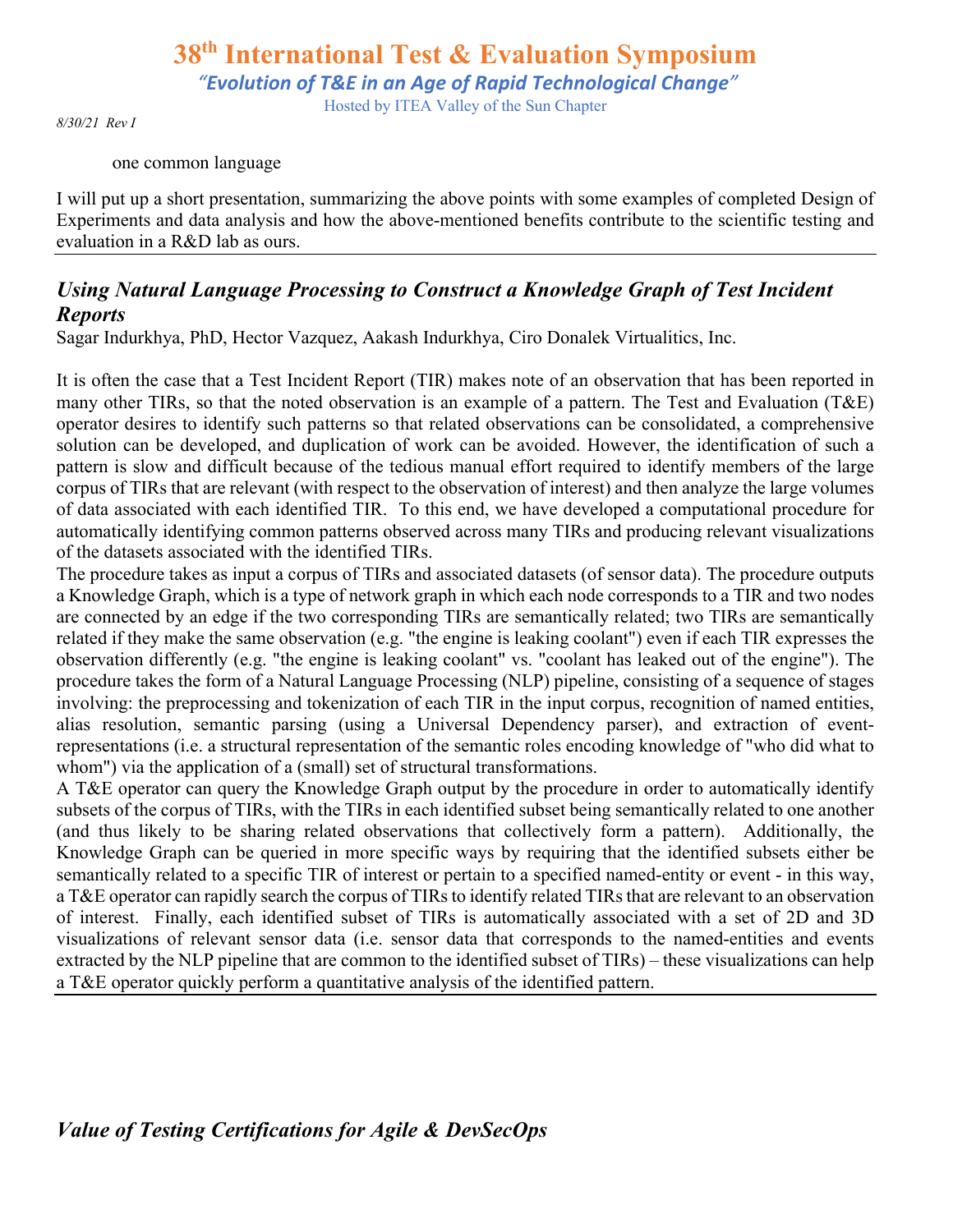one common language

I will put up a short presentation, summarizing the above points with some examples of completed Design of Experiments and data analysis and how the above-mentioned benefits contribute to the scientific testing and evaluation in a R&D lab as ours.

---

## *Using Natural Language Processing to Construct a Knowledge Graph of Test Incident Reports*

Sagar Indurkhya, PhD, Hector Vazquez, Aakash Indurkhya, Ciro Donalek Virtualitics, Inc.

It is often the case that a Test Incident Report (TIR) makes note of an observation that has been reported in many other TIRs, so that the noted observation is an example of a pattern. The Test and Evaluation (T&E) operator desires to identify such patterns so that related observations can be consolidated, a comprehensive solution can be developed, and duplication of work can be avoided. However, the identification of such a pattern is slow and difficult because of the tedious manual effort required to identify members of the large corpus of TIRs that are relevant (with respect to the observation of interest) and then analyze the large volumes of data associated with each identified TIR. To this end, we have developed a computational procedure for automatically identifying common patterns observed across many TIRs and producing relevant visualizations of the datasets associated with the identified TIRs.

The procedure takes as input a corpus of TIRs and associated datasets (of sensor data). The procedure outputs a Knowledge Graph, which is a type of network graph in which each node corresponds to a TIR and two nodes are connected by an edge if the two corresponding TIRs are semantically related; two TIRs are semantically related if they make the same observation (e.g. "the engine is leaking coolant") even if each TIR expresses the observation differently (e.g. "the engine is leaking coolant" vs. "coolant has leaked out of the engine"). The procedure takes the form of a Natural Language Processing (NLP) pipeline, consisting of a sequence of stages involving: the preprocessing and tokenization of each TIR in the input corpus, recognition of named entities, alias resolution, semantic parsing (using a Universal Dependency parser), and extraction of event-representations (i.e. a structural representation of the semantic roles encoding knowledge of "who did what to whom") via the application of a (small) set of structural transformations.

A T&E operator can query the Knowledge Graph output by the procedure in order to automatically identify subsets of the corpus of TIRs, with the TIRs in each identified subset being semantically related to one another (and thus likely to be sharing related observations that collectively form a pattern). Additionally, the Knowledge Graph can be queried in more specific ways by requiring that the identified subsets either be semantically related to a specific TIR of interest or pertain to a specified named-entity or event - in this way, a T&E operator can rapidly search the corpus of TIRs to identify related TIRs that are relevant to an observation of interest. Finally, each identified subset of TIRs is automatically associated with a set of 2D and 3D visualizations of relevant sensor data (i.e. sensor data that corresponds to the named-entities and events extracted by the NLP pipeline that are common to the identified subset of TIRs) – these visualizations can help a T&E operator quickly perform a quantitative analysis of the identified pattern.

---

## *Value of Testing Certifications for Agile & DevSecOps*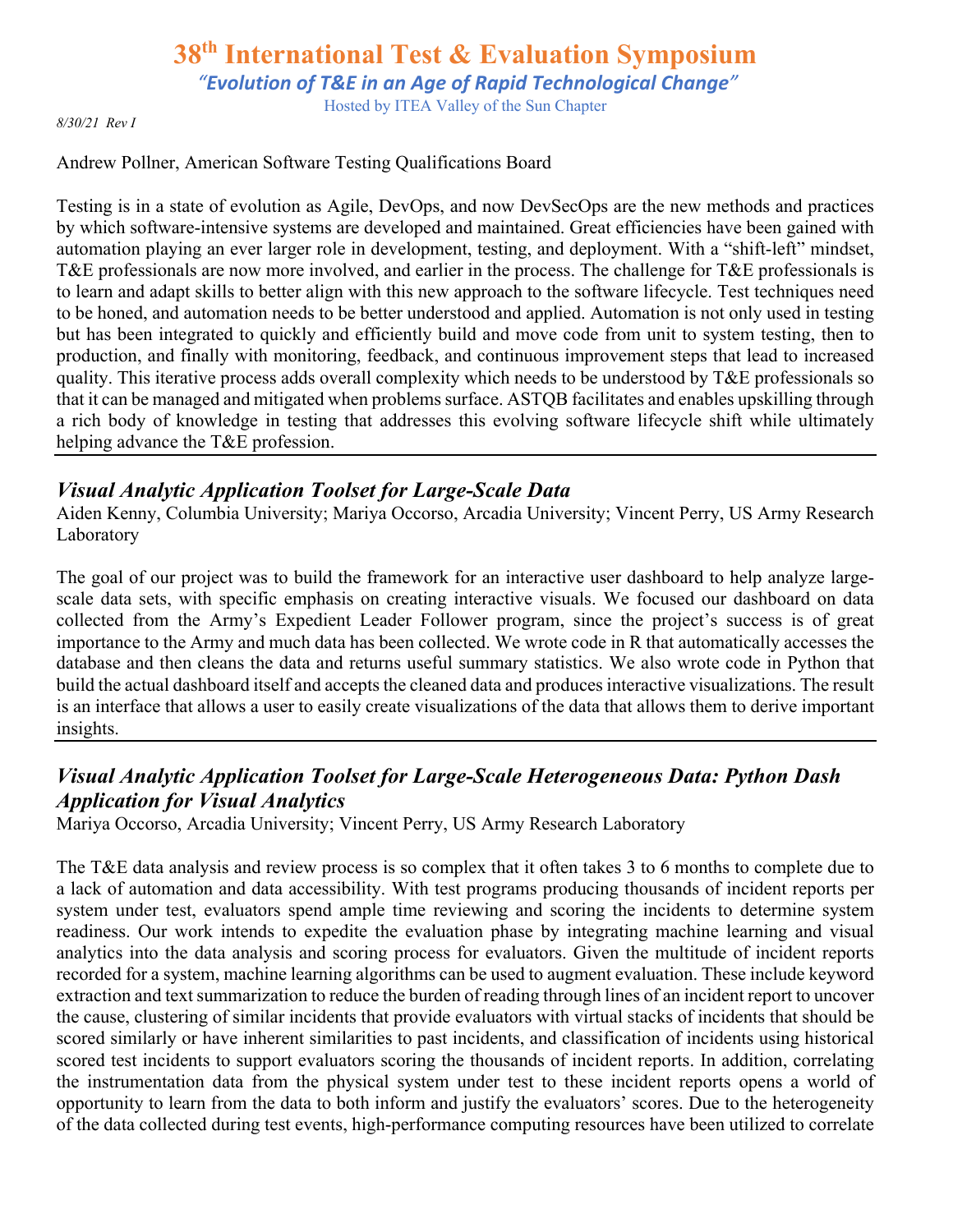Andrew Pollner, American Software Testing Qualifications Board

Testing is in a state of evolution as Agile, DevOps, and now DevSecOps are the new methods and practices by which software-intensive systems are developed and maintained. Great efficiencies have been gained with automation playing an ever larger role in development, testing, and deployment. With a "shift-left" mindset, T&E professionals are now more involved, and earlier in the process. The challenge for T&E professionals is to learn and adapt skills to better align with this new approach to the software lifecycle. Test techniques need to be honed, and automation needs to be better understood and applied. Automation is not only used in testing but has been integrated to quickly and efficiently build and move code from unit to system testing, then to production, and finally with monitoring, feedback, and continuous improvement steps that lead to increased quality. This iterative process adds overall complexity which needs to be understood by T&E professionals so that it can be managed and mitigated when problems surface. ASTQB facilitates and enables upskilling through a rich body of knowledge in testing that addresses this evolving software lifecycle shift while ultimately helping advance the T&E profession.

---

## *Visual Analytic Application Toolset for Large-Scale Data*

Aiden Kenny, Columbia University; Mariya Occorso, Arcadia University; Vincent Perry, US Army Research Laboratory

The goal of our project was to build the framework for an interactive user dashboard to help analyze large-scale data sets, with specific emphasis on creating interactive visuals. We focused our dashboard on data collected from the Army's Expedient Leader Follower program, since the project's success is of great importance to the Army and much data has been collected. We wrote code in R that automatically accesses the database and then cleans the data and returns useful summary statistics. We also wrote code in Python that build the actual dashboard itself and accepts the cleaned data and produces interactive visualizations. The result is an interface that allows a user to easily create visualizations of the data that allows them to derive important insights.

---

## *Visual Analytic Application Toolset for Large-Scale Heterogeneous Data: Python Dash Application for Visual Analytics*

Mariya Occorso, Arcadia University; Vincent Perry, US Army Research Laboratory

The T&E data analysis and review process is so complex that it often takes 3 to 6 months to complete due to a lack of automation and data accessibility. With test programs producing thousands of incident reports per system under test, evaluators spend ample time reviewing and scoring the incidents to determine system readiness. Our work intends to expedite the evaluation phase by integrating machine learning and visual analytics into the data analysis and scoring process for evaluators. Given the multitude of incident reports recorded for a system, machine learning algorithms can be used to augment evaluation. These include keyword extraction and text summarization to reduce the burden of reading through lines of an incident report to uncover the cause, clustering of similar incidents that provide evaluators with virtual stacks of incidents that should be scored similarly or have inherent similarities to past incidents, and classification of incidents using historical scored test incidents to support evaluators scoring the thousands of incident reports. In addition, correlating the instrumentation data from the physical system under test to these incident reports opens a world of opportunity to learn from the data to both inform and justify the evaluators' scores. Due to the heterogeneity of the data collected during test events, high-performance computing resources have been utilized to correlate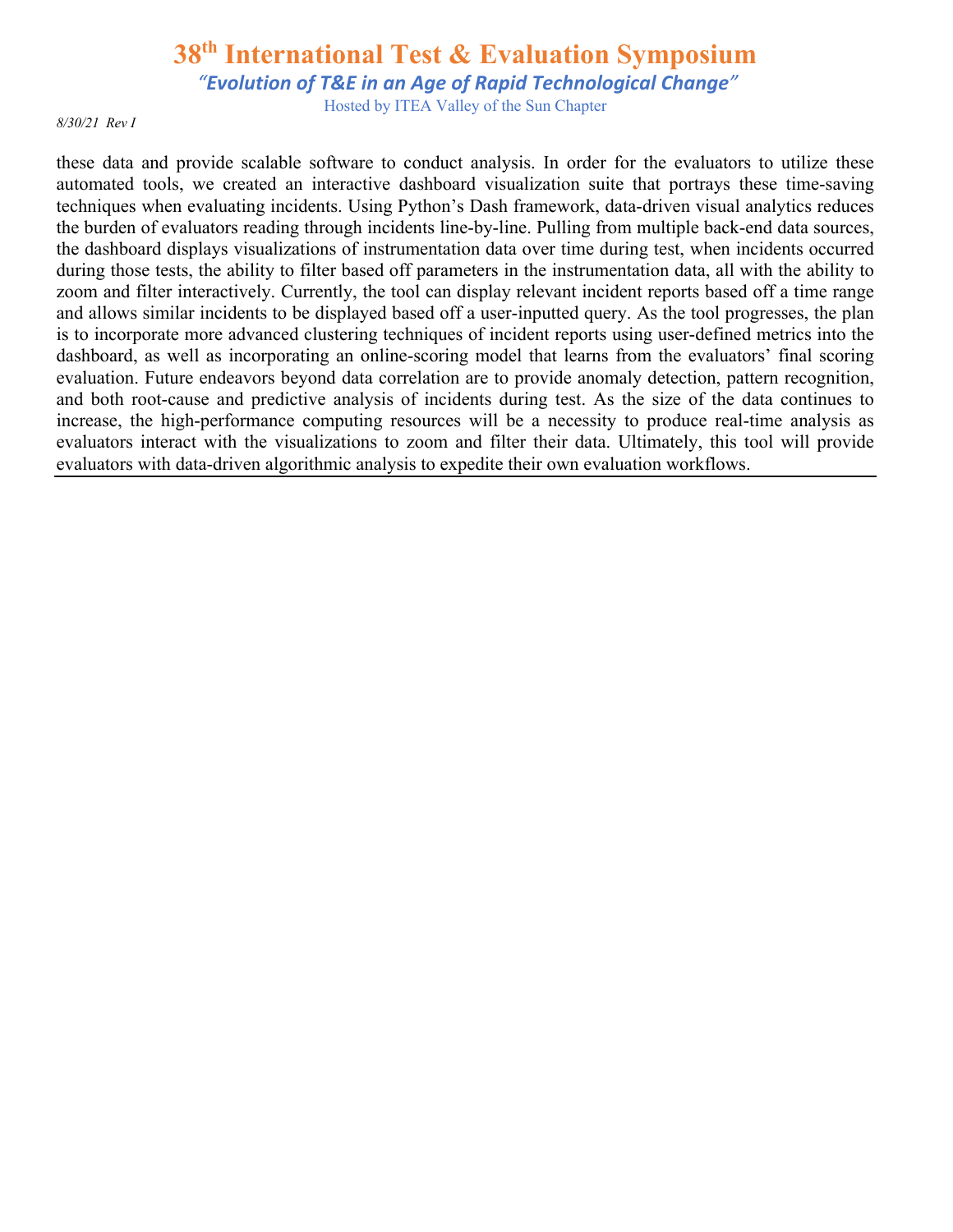these data and provide scalable software to conduct analysis. In order for the evaluators to utilize these automated tools, we created an interactive dashboard visualization suite that portrays these time-saving techniques when evaluating incidents. Using Python's Dash framework, data-driven visual analytics reduces the burden of evaluators reading through incidents line-by-line. Pulling from multiple back-end data sources, the dashboard displays visualizations of instrumentation data over time during test, when incidents occurred during those tests, the ability to filter based off parameters in the instrumentation data, all with the ability to zoom and filter interactively. Currently, the tool can display relevant incident reports based off a time range and allows similar incidents to be displayed based off a user-inputted query. As the tool progresses, the plan is to incorporate more advanced clustering techniques of incident reports using user-defined metrics into the dashboard, as well as incorporating an online-scoring model that learns from the evaluators' final scoring evaluation. Future endeavors beyond data correlation are to provide anomaly detection, pattern recognition, and both root-cause and predictive analysis of incidents during test. As the size of the data continues to increase, the high-performance computing resources will be a necessity to produce real-time analysis as evaluators interact with the visualizations to zoom and filter their data. Ultimately, this tool will provide evaluators with data-driven algorithmic analysis to expedite their own evaluation workflows.